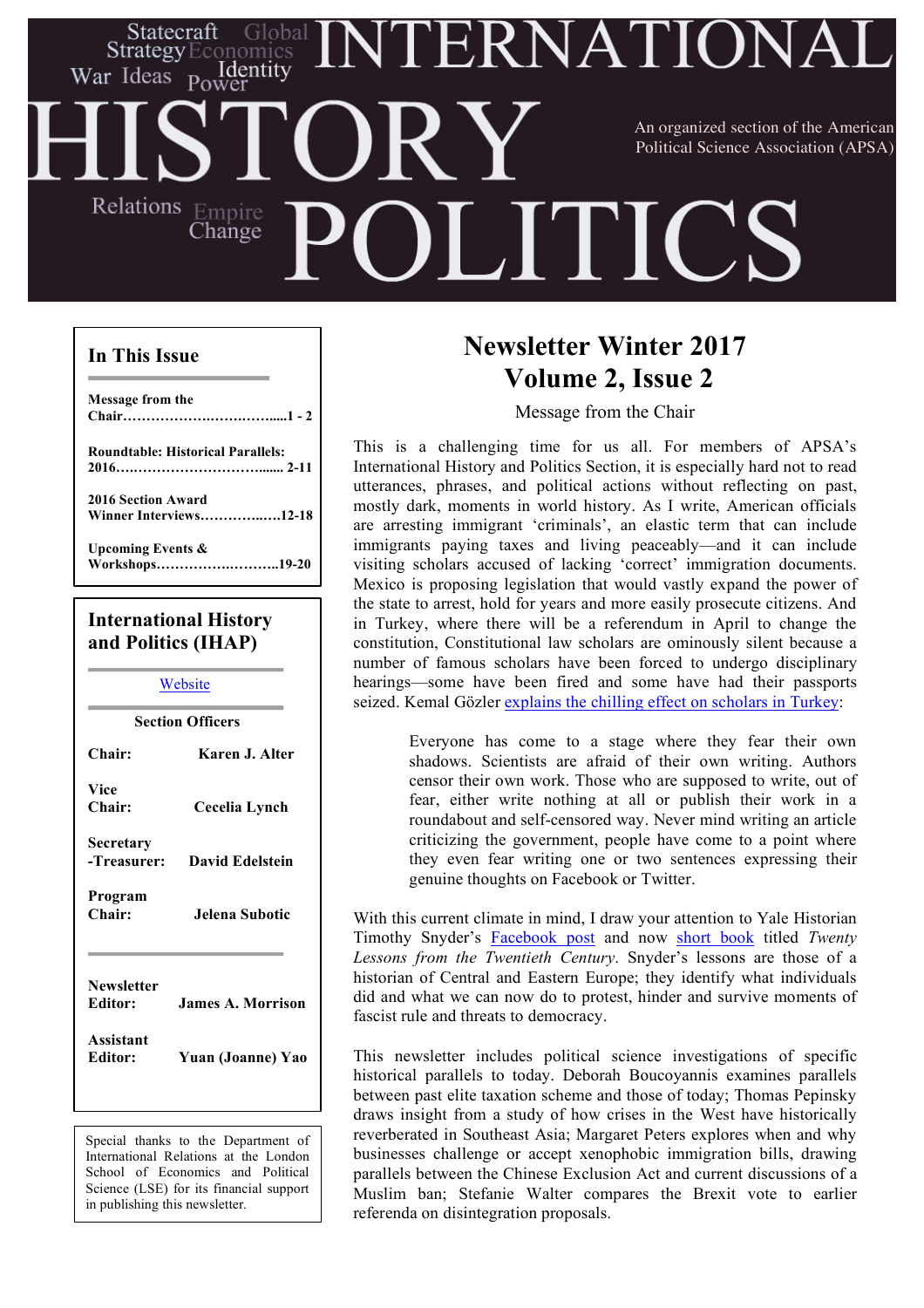# INTERNATIONAL HISTORY POLITICS

Statecraft Global Strategy Economics War Ideas Power Identity Relations Empire Change

An organized section of the American Political Science Association (APSA)

**In This Issue**

**Message from the Chair……………………………....1 - 2**

**Roundtable: Historical Parallels: 2016……………………………...... 2-11**

**2016 Section Award Winner Interviews……………..….12-18**

**Upcoming Events & Workshops……………….………..19-20**

**International History and Politics (IHAP)**

[Website](#)

**Section Officers**

**Chair:** **Karen J. Alter**

**Vice Chair:** **Cecelia Lynch**

**Secretary -Treasurer:** **David Edelstein**

**Program Chair:** **Jelena Subotic**

**Newsletter Editor:** **James A. Morrison**

**Assistant Editor:** **Yuan (Joanne) Yao**

Special thanks to the Department of International Relations at the London School of Economics and Political Science (LSE) for its financial support in publishing this newsletter.

## Newsletter Winter 2017
## Volume 2, Issue 2

### Message from the Chair

This is a challenging time for us all. For members of APSA's International History and Politics Section, it is especially hard not to read utterances, phrases, and political actions without reflecting on past, mostly dark, moments in world history. As I write, American officials are arresting immigrant 'criminals', an elastic term that can include immigrants paying taxes and living peaceably—and it can include visiting scholars accused of lacking 'correct' immigration documents. Mexico is proposing legislation that would vastly expand the power of the state to arrest, hold for years and more easily prosecute citizens. And in Turkey, where there will be a referendum in April to change the constitution, Constitutional law scholars are ominously silent because a number of famous scholars have been forced to undergo disciplinary hearings—some have been fired and some have had their passports seized. Kemal Gözler [explains the chilling effect on scholars in Turkey](#):

> Everyone has come to a stage where they fear their own shadows. Scientists are afraid of their own writing. Authors censor their own work. Those who are supposed to write, out of fear, either write nothing at all or publish their work in a roundabout and self-censored way. Never mind writing an article criticizing the government, people have come to a point where they even fear writing one or two sentences expressing their genuine thoughts on Facebook or Twitter.

With this current climate in mind, I draw your attention to Yale Historian Timothy Snyder's [Facebook post](#) and now [short book](#) titled *Twenty Lessons from the Twentieth Century*. Snyder's lessons are those of a historian of Central and Eastern Europe; they identify what individuals did and what we can now do to protest, hinder and survive moments of fascist rule and threats to democracy.

This newsletter includes political science investigations of specific historical parallels to today. Deborah Boucoyannis examines parallels between past elite taxation scheme and those of today; Thomas Pepinsky draws insight from a study of how crises in the West have historically reverberated in Southeast Asia; Margaret Peters explores when and why businesses challenge or accept xenophobic immigration bills, drawing parallels between the Chinese Exclusion Act and current discussions of a Muslim ban; Stefanie Walter compares the Brexit vote to earlier referenda on disintegration proposals.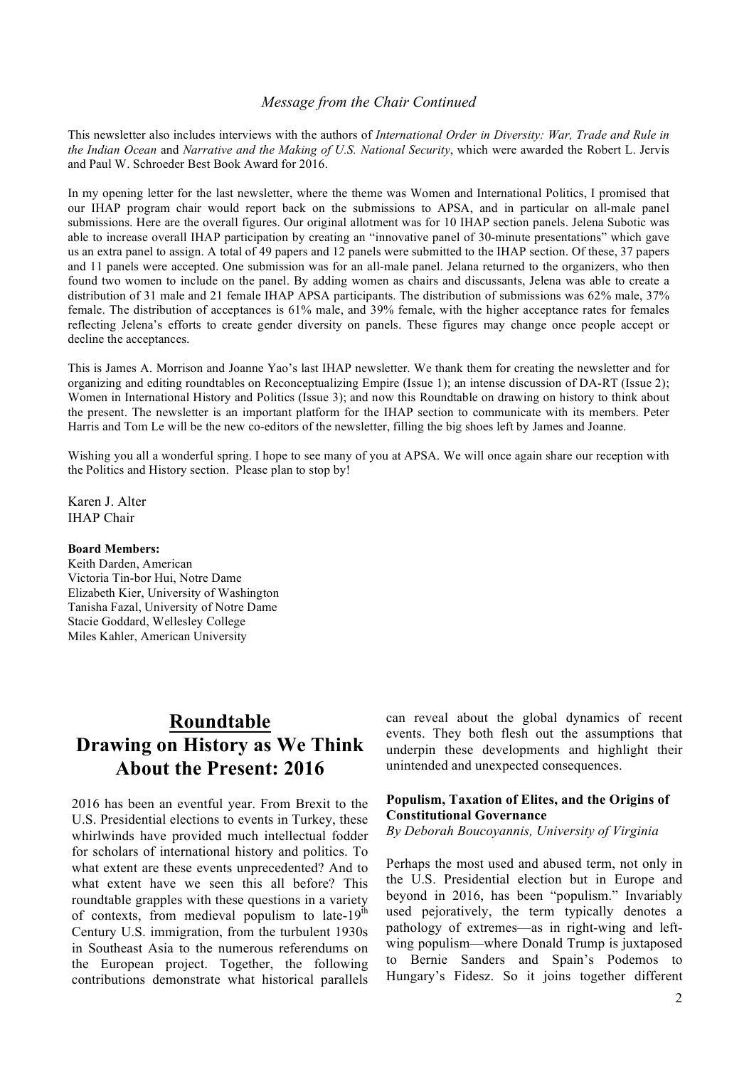*Message from the Chair Continued*

This newsletter also includes interviews with the authors of *International Order in Diversity: War, Trade and Rule in the Indian Ocean* and *Narrative and the Making of U.S. National Security*, which were awarded the Robert L. Jervis and Paul W. Schroeder Best Book Award for 2016.

In my opening letter for the last newsletter, where the theme was Women and International Politics, I promised that our IHAP program chair would report back on the submissions to APSA, and in particular on all-male panel submissions. Here are the overall figures. Our original allotment was for 10 IHAP section panels. Jelena Subotic was able to increase overall IHAP participation by creating an "innovative panel of 30-minute presentations" which gave us an extra panel to assign. A total of 49 papers and 12 panels were submitted to the IHAP section. Of these, 37 papers and 11 panels were accepted. One submission was for an all-male panel. Jelana returned to the organizers, who then found two women to include on the panel. By adding women as chairs and discussants, Jelena was able to create a distribution of 31 male and 21 female IHAP APSA participants. The distribution of submissions was 62% male, 37% female. The distribution of acceptances is 61% male, and 39% female, with the higher acceptance rates for females reflecting Jelena's efforts to create gender diversity on panels. These figures may change once people accept or decline the acceptances.

This is James A. Morrison and Joanne Yao's last IHAP newsletter. We thank them for creating the newsletter and for organizing and editing roundtables on Reconceptualizing Empire (Issue 1); an intense discussion of DA-RT (Issue 2); Women in International History and Politics (Issue 3); and now this Roundtable on drawing on history to think about the present. The newsletter is an important platform for the IHAP section to communicate with its members. Peter Harris and Tom Le will be the new co-editors of the newsletter, filling the big shoes left by James and Joanne.

Wishing you all a wonderful spring. I hope to see many of you at APSA. We will once again share our reception with the Politics and History section. Please plan to stop by!

Karen J. Alter
IHAP Chair

**Board Members:**
Keith Darden, American
Victoria Tin-bor Hui, Notre Dame
Elizabeth Kier, University of Washington
Tanisha Fazal, University of Notre Dame
Stacie Goddard, Wellesley College
Miles Kahler, American University

## Roundtable
## Drawing on History as We Think About the Present: 2016

2016 has been an eventful year. From Brexit to the U.S. Presidential elections to events in Turkey, these whirlwinds have provided much intellectual fodder for scholars of international history and politics. To what extent are these events unprecedented? And to what extent have we seen this all before? This roundtable grapples with these questions in a variety of contexts, from medieval populism to late-19th Century U.S. immigration, from the turbulent 1930s in Southeast Asia to the numerous referendums on the European project. Together, the following contributions demonstrate what historical parallels can reveal about the global dynamics of recent events. They both flesh out the assumptions that underpin these developments and highlight their unintended and unexpected consequences.

### Populism, Taxation of Elites, and the Origins of Constitutional Governance

*By Deborah Boucoyannis, University of Virginia*

Perhaps the most used and abused term, not only in the U.S. Presidential election but in Europe and beyond in 2016, has been "populism." Invariably used pejoratively, the term typically denotes a pathology of extremes—as in right-wing and left-wing populism—where Donald Trump is juxtaposed to Bernie Sanders and Spain's Podemos to Hungary's Fidesz. So it joins together different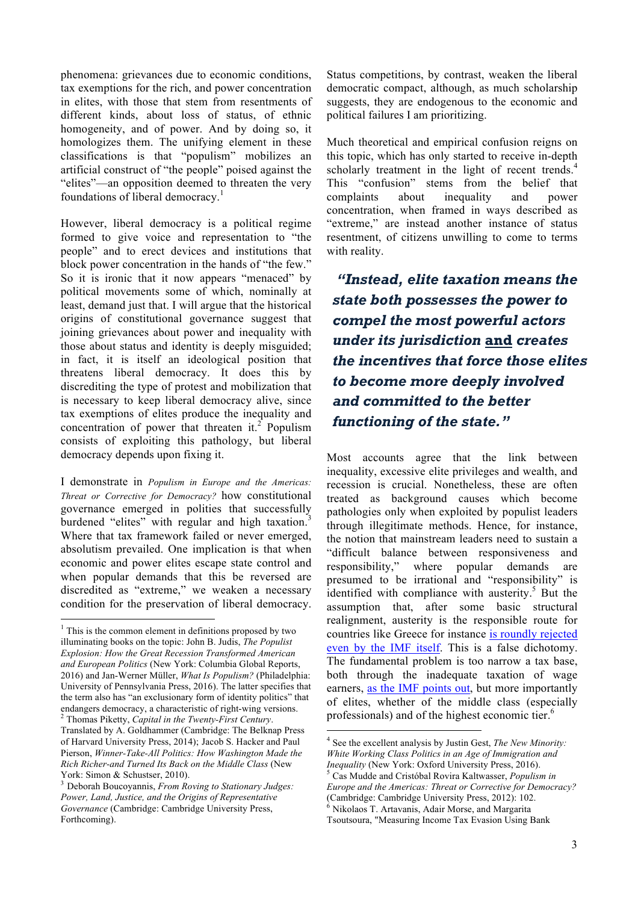phenomena: grievances due to economic conditions, tax exemptions for the rich, and power concentration in elites, with those that stem from resentments of different kinds, about loss of status, of ethnic homogeneity, and of power. And by doing so, it homologizes them. The unifying element in these classifications is that "populism" mobilizes an artificial construct of "the people" poised against the "elites"—an opposition deemed to threaten the very foundations of liberal democracy.[1]

However, liberal democracy is a political regime formed to give voice and representation to "the people" and to erect devices and institutions that block power concentration in the hands of "the few." So it is ironic that it now appears "menaced" by political movements some of which, nominally at least, demand just that. I will argue that the historical origins of constitutional governance suggest that joining grievances about power and inequality with those about status and identity is deeply misguided; in fact, it is itself an ideological position that threatens liberal democracy. It does this by discrediting the type of protest and mobilization that is necessary to keep liberal democracy alive, since tax exemptions of elites produce the inequality and concentration of power that threaten it.[2] Populism consists of exploiting this pathology, but liberal democracy depends upon fixing it.

I demonstrate in *Populism in Europe and the Americas: Threat or Corrective for Democracy?* how constitutional governance emerged in polities that successfully burdened "elites" with regular and high taxation.[3] Where that tax framework failed or never emerged, absolutism prevailed. One implication is that when economic and power elites escape state control and when popular demands that this be reversed are discredited as "extreme," we weaken a necessary condition for the preservation of liberal democracy.

Status competitions, by contrast, weaken the liberal democratic compact, although, as much scholarship suggests, they are endogenous to the economic and political failures I am prioritizing.

Much theoretical and empirical confusion reigns on this topic, which has only started to receive in-depth scholarly treatment in the light of recent trends.[4] This "confusion" stems from the belief that complaints about inequality and power concentration, when framed in ways described as "extreme," are instead another instance of status resentment, of citizens unwilling to come to terms with reality.

> ***"Instead, elite taxation means the state both possesses the power to compel the most powerful actors under its jurisdiction <u>and</u> creates the incentives that force those elites to become more deeply involved and committed to the better functioning of the state."***

Most accounts agree that the link between inequality, excessive elite privileges and wealth, and recession is crucial. Nonetheless, these are often treated as background causes which become pathologies only when exploited by populist leaders through illegitimate methods. Hence, for instance, the notion that mainstream leaders need to sustain a "difficult balance between responsiveness and responsibility," where popular demands are presumed to be irrational and "responsibility" is identified with compliance with austerity.[5] But the assumption that, after some basic structural realignment, austerity is the responsible route for countries like Greece for instance is roundly rejected even by the IMF itself. This is a false dichotomy. The fundamental problem is too narrow a tax base, both through the inadequate taxation of wage earners, as the IMF points out, but more importantly of elites, whether of the middle class (especially professionals) and of the highest economic tier.[6]

---

[1] This is the common element in definitions proposed by two illuminating books on the topic: John B. Judis, *The Populist Explosion: How the Great Recession Transformed American and European Politics* (New York: Columbia Global Reports, 2016) and Jan-Werner Müller, *What Is Populism?* (Philadelphia: University of Pennsylvania Press, 2016). The latter specifies that the term also has "an exclusionary form of identity politics" that endangers democracy, a characteristic of right-wing versions.

[2] Thomas Piketty, *Capital in the Twenty-First Century*. Translated by A. Goldhammer (Cambridge: The Belknap Press of Harvard University Press, 2014); Jacob S. Hacker and Paul Pierson, *Winner-Take-All Politics: How Washington Made the Rich Richer-and Turned Its Back on the Middle Class* (New York: Simon & Schustser, 2010).

[3] Deborah Boucoyannis, *From Roving to Stationary Judges: Power, Land, Justice, and the Origins of Representative Governance* (Cambridge: Cambridge University Press, Forthcoming).

[4] See the excellent analysis by Justin Gest, *The New Minority: White Working Class Politics in an Age of Immigration and Inequality* (New York: Oxford University Press, 2016).

[5] Cas Mudde and Cristóbal Rovira Kaltwasser, *Populism in Europe and the Americas: Threat or Corrective for Democracy?* (Cambridge: Cambridge University Press, 2012): 102.

[6] Nikolaos T. Artavanis, Adair Morse, and Margarita Tsoutsoura, "Measuring Income Tax Evasion Using Bank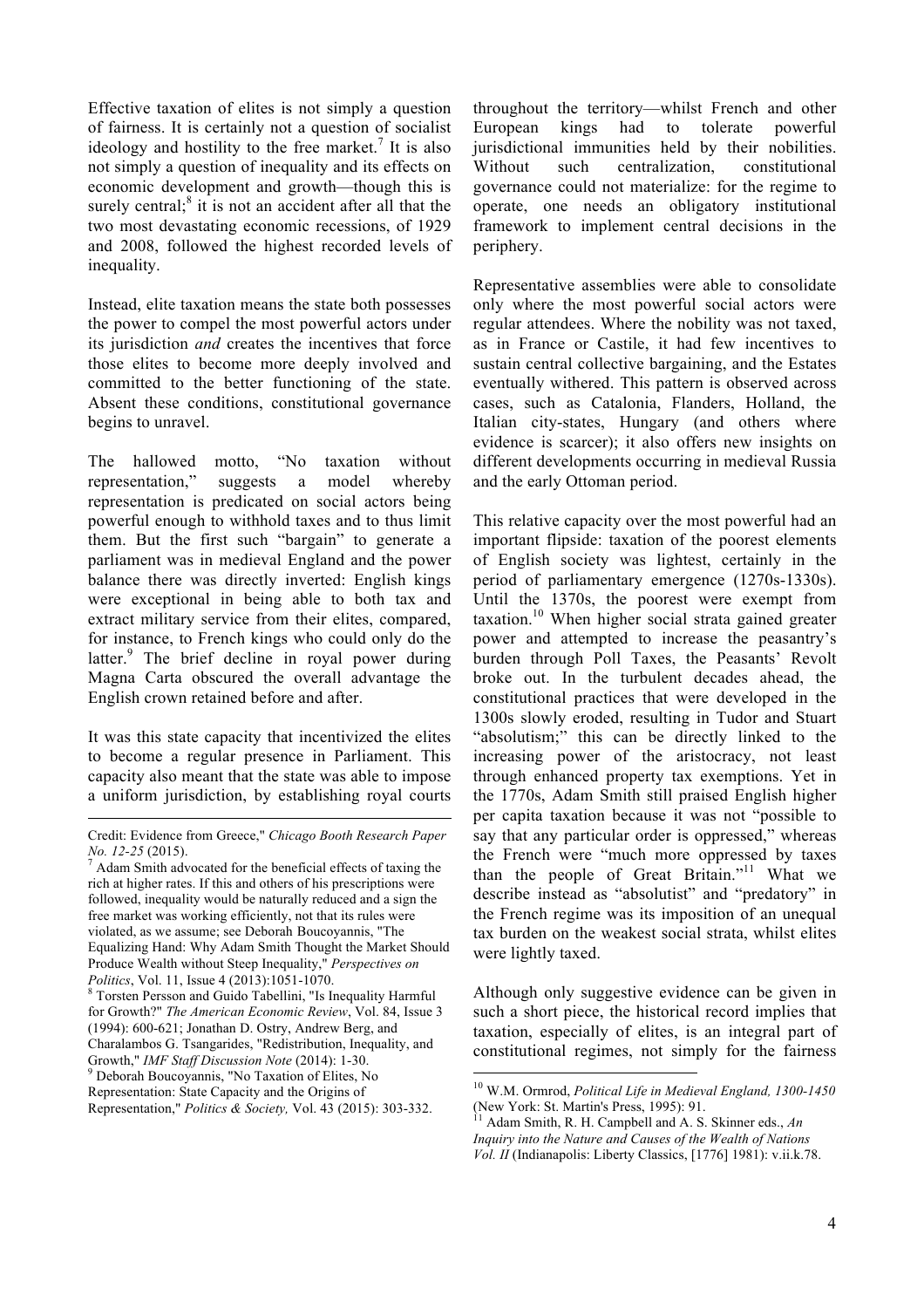Effective taxation of elites is not simply a question of fairness. It is certainly not a question of socialist ideology and hostility to the free market.[7] It is also not simply a question of inequality and its effects on economic development and growth—though this is surely central;[8] it is not an accident after all that the two most devastating economic recessions, of 1929 and 2008, followed the highest recorded levels of inequality.

Instead, elite taxation means the state both possesses the power to compel the most powerful actors under its jurisdiction *and* creates the incentives that force those elites to become more deeply involved and committed to the better functioning of the state. Absent these conditions, constitutional governance begins to unravel.

The hallowed motto, "No taxation without representation," suggests a model whereby representation is predicated on social actors being powerful enough to withhold taxes and to thus limit them. But the first such "bargain" to generate a parliament was in medieval England and the power balance there was directly inverted: English kings were exceptional in being able to both tax and extract military service from their elites, compared, for instance, to French kings who could only do the latter.[9] The brief decline in royal power during Magna Carta obscured the overall advantage the English crown retained before and after.

It was this state capacity that incentivized the elites to become a regular presence in Parliament. This capacity also meant that the state was able to impose a uniform jurisdiction, by establishing royal courts throughout the territory—whilst French and other European kings had to tolerate powerful jurisdictional immunities held by their nobilities. Without such centralization, constitutional governance could not materialize: for the regime to operate, one needs an obligatory institutional framework to implement central decisions in the periphery.

Representative assemblies were able to consolidate only where the most powerful social actors were regular attendees. Where the nobility was not taxed, as in France or Castile, it had few incentives to sustain central collective bargaining, and the Estates eventually withered. This pattern is observed across cases, such as Catalonia, Flanders, Holland, the Italian city-states, Hungary (and others where evidence is scarcer); it also offers new insights on different developments occurring in medieval Russia and the early Ottoman period.

This relative capacity over the most powerful had an important flipside: taxation of the poorest elements of English society was lightest, certainly in the period of parliamentary emergence (1270s-1330s). Until the 1370s, the poorest were exempt from taxation.[10] When higher social strata gained greater power and attempted to increase the peasantry's burden through Poll Taxes, the Peasants' Revolt broke out. In the turbulent decades ahead, the constitutional practices that were developed in the 1300s slowly eroded, resulting in Tudor and Stuart "absolutism;" this can be directly linked to the increasing power of the aristocracy, not least through enhanced property tax exemptions. Yet in the 1770s, Adam Smith still praised English higher per capita taxation because it was not "possible to say that any particular order is oppressed," whereas the French were "much more oppressed by taxes than the people of Great Britain."[11] What we describe instead as "absolutist" and "predatory" in the French regime was its imposition of an unequal tax burden on the weakest social strata, whilst elites were lightly taxed.

Although only suggestive evidence can be given in such a short piece, the historical record implies that taxation, especially of elites, is an integral part of constitutional regimes, not simply for the fairness

---

Credit: Evidence from Greece," *Chicago Booth Research Paper No. 12-25* (2015).

[7] Adam Smith advocated for the beneficial effects of taxing the rich at higher rates. If this and others of his prescriptions were followed, inequality would be naturally reduced and a sign the free market was working efficiently, not that its rules were violated, as we assume; see Deborah Boucoyannis, "The Equalizing Hand: Why Adam Smith Thought the Market Should Produce Wealth without Steep Inequality," *Perspectives on Politics*, Vol. 11, Issue 4 (2013):1051-1070.

[8] Torsten Persson and Guido Tabellini, "Is Inequality Harmful for Growth?" *The American Economic Review*, Vol. 84, Issue 3 (1994): 600-621; Jonathan D. Ostry, Andrew Berg, and Charalambos G. Tsangarides, "Redistribution, Inequality, and Growth," *IMF Staff Discussion Note* (2014): 1-30.

[9] Deborah Boucoyannis, "No Taxation of Elites, No Representation: State Capacity and the Origins of Representation," *Politics & Society,* Vol. 43 (2015): 303-332.

[10] W.M. Ormrod, *Political Life in Medieval England, 1300-1450* (New York: St. Martin's Press, 1995): 91.

[11] Adam Smith, R. H. Campbell and A. S. Skinner eds., *An Inquiry into the Nature and Causes of the Wealth of Nations Vol. II* (Indianapolis: Liberty Classics, [1776] 1981): v.ii.k.78.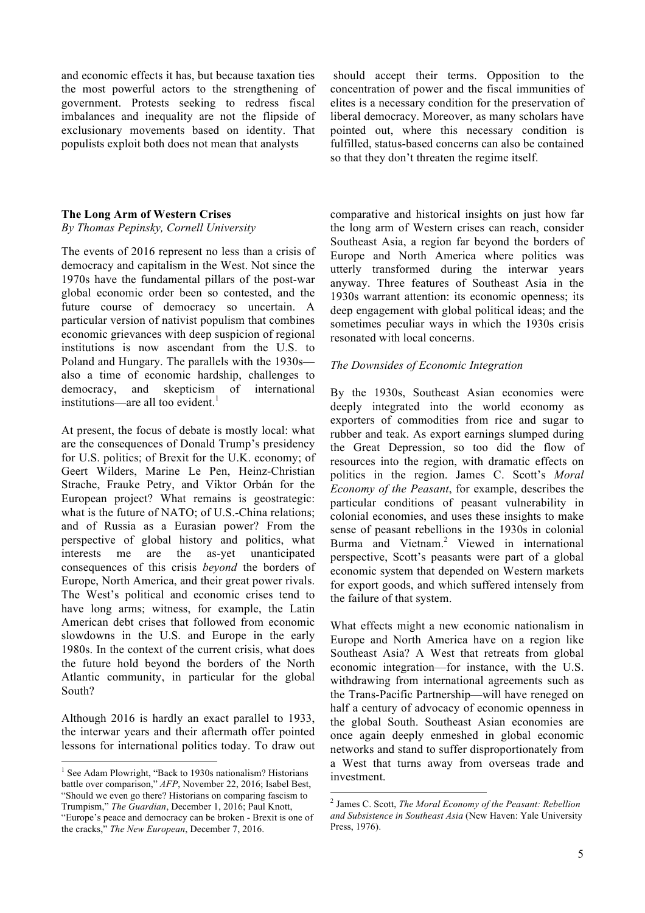and economic effects it has, but because taxation ties the most powerful actors to the strengthening of government. Protests seeking to redress fiscal imbalances and inequality are not the flipside of exclusionary movements based on identity. That populists exploit both does not mean that analysts should accept their terms. Opposition to the concentration of power and the fiscal immunities of elites is a necessary condition for the preservation of liberal democracy. Moreover, as many scholars have pointed out, where this necessary condition is fulfilled, status-based concerns can also be contained so that they don't threaten the regime itself.

## The Long Arm of Western Crises

*By Thomas Pepinsky, Cornell University*

The events of 2016 represent no less than a crisis of democracy and capitalism in the West. Not since the 1970s have the fundamental pillars of the post-war global economic order been so contested, and the future course of democracy so uncertain. A particular version of nativist populism that combines economic grievances with deep suspicion of regional institutions is now ascendant from the U.S. to Poland and Hungary. The parallels with the 1930s—also a time of economic hardship, challenges to democracy, and skepticism of international institutions—are all too evident.[1]

At present, the focus of debate is mostly local: what are the consequences of Donald Trump's presidency for U.S. politics; of Brexit for the U.K. economy; of Geert Wilders, Marine Le Pen, Heinz-Christian Strache, Frauke Petry, and Viktor Orbán for the European project? What remains is geostrategic: what is the future of NATO; of U.S.-China relations; and of Russia as a Eurasian power? From the perspective of global history and politics, what interests me are the as-yet unanticipated consequences of this crisis *beyond* the borders of Europe, North America, and their great power rivals. The West's political and economic crises tend to have long arms; witness, for example, the Latin American debt crises that followed from economic slowdowns in the U.S. and Europe in the early 1980s. In the context of the current crisis, what does the future hold beyond the borders of the North Atlantic community, in particular for the global South?

Although 2016 is hardly an exact parallel to 1933, the interwar years and their aftermath offer pointed lessons for international politics today. To draw out comparative and historical insights on just how far the long arm of Western crises can reach, consider Southeast Asia, a region far beyond the borders of Europe and North America where politics was utterly transformed during the interwar years anyway. Three features of Southeast Asia in the 1930s warrant attention: its economic openness; its deep engagement with global political ideas; and the sometimes peculiar ways in which the 1930s crisis resonated with local concerns.

### *The Downsides of Economic Integration*

By the 1930s, Southeast Asian economies were deeply integrated into the world economy as exporters of commodities from rice and sugar to rubber and teak. As export earnings slumped during the Great Depression, so too did the flow of resources into the region, with dramatic effects on politics in the region. James C. Scott's *Moral Economy of the Peasant*, for example, describes the particular conditions of peasant vulnerability in colonial economies, and uses these insights to make sense of peasant rebellions in the 1930s in colonial Burma and Vietnam.[2] Viewed in international perspective, Scott's peasants were part of a global economic system that depended on Western markets for export goods, and which suffered intensely from the failure of that system.

What effects might a new economic nationalism in Europe and North America have on a region like Southeast Asia? A West that retreats from global economic integration—for instance, with the U.S. withdrawing from international agreements such as the Trans-Pacific Partnership—will have reneged on half a century of advocacy of economic openness in the global South. Southeast Asian economies are once again deeply enmeshed in global economic networks and stand to suffer disproportionately from a West that turns away from overseas trade and investment.

---

[1] See Adam Plowright, "Back to 1930s nationalism? Historians battle over comparison," *AFP*, November 22, 2016; Isabel Best, "Should we even go there? Historians on comparing fascism to Trumpism," *The Guardian*, December 1, 2016; Paul Knott, "Europe's peace and democracy can be broken - Brexit is one of the cracks," *The New European*, December 7, 2016.

[2] James C. Scott, *The Moral Economy of the Peasant: Rebellion and Subsistence in Southeast Asia* (New Haven: Yale University Press, 1976).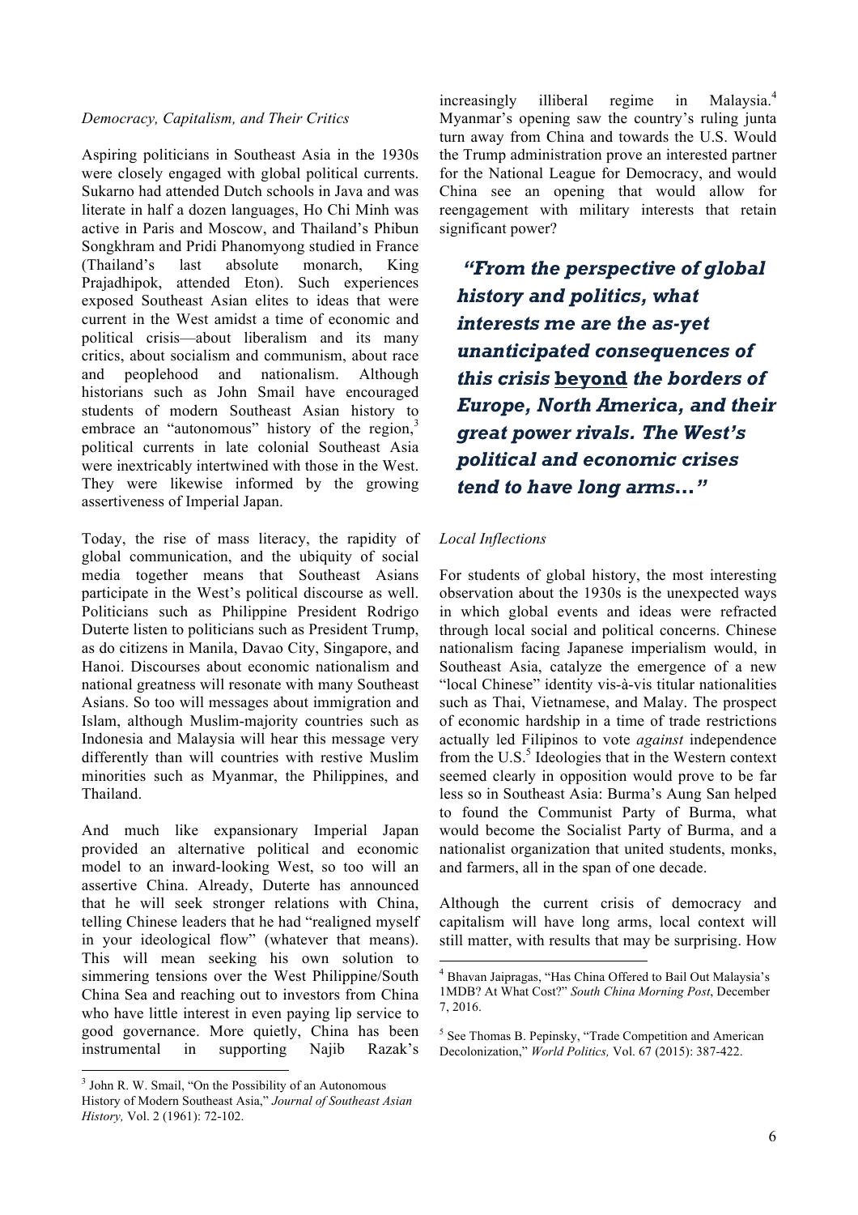*Democracy, Capitalism, and Their Critics*

Aspiring politicians in Southeast Asia in the 1930s were closely engaged with global political currents. Sukarno had attended Dutch schools in Java and was literate in half a dozen languages, Ho Chi Minh was active in Paris and Moscow, and Thailand's Phibun Songkhram and Pridi Phanomyong studied in France (Thailand's last absolute monarch, King Prajadhipok, attended Eton). Such experiences exposed Southeast Asian elites to ideas that were current in the West amidst a time of economic and political crisis—about liberalism and its many critics, about socialism and communism, about race and peoplehood and nationalism. Although historians such as John Smail have encouraged students of modern Southeast Asian history to embrace an "autonomous" history of the region,[3] political currents in late colonial Southeast Asia were inextricably intertwined with those in the West. They were likewise informed by the growing assertiveness of Imperial Japan.

Today, the rise of mass literacy, the rapidity of global communication, and the ubiquity of social media together means that Southeast Asians participate in the West's political discourse as well. Politicians such as Philippine President Rodrigo Duterte listen to politicians such as President Trump, as do citizens in Manila, Davao City, Singapore, and Hanoi. Discourses about economic nationalism and national greatness will resonate with many Southeast Asians. So too will messages about immigration and Islam, although Muslim-majority countries such as Indonesia and Malaysia will hear this message very differently than will countries with restive Muslim minorities such as Myanmar, the Philippines, and Thailand.

And much like expansionary Imperial Japan provided an alternative political and economic model to an inward-looking West, so too will an assertive China. Already, Duterte has announced that he will seek stronger relations with China, telling Chinese leaders that he had "realigned myself in your ideological flow" (whatever that means). This will mean seeking his own solution to simmering tensions over the West Philippine/South China Sea and reaching out to investors from China who have little interest in even paying lip service to good governance. More quietly, China has been instrumental in supporting Najib Razak's increasingly illiberal regime in Malaysia.[4] Myanmar's opening saw the country's ruling junta turn away from China and towards the U.S. Would the Trump administration prove an interested partner for the National League for Democracy, and would China see an opening that would allow for reengagement with military interests that retain significant power?

> ***"From the perspective of global history and politics, what interests me are the as-yet unanticipated consequences of this crisis <u>beyond</u> the borders of Europe, North America, and their great power rivals. The West's political and economic crises tend to have long arms..."***

*Local Inflections*

For students of global history, the most interesting observation about the 1930s is the unexpected ways in which global events and ideas were refracted through local social and political concerns. Chinese nationalism facing Japanese imperialism would, in Southeast Asia, catalyze the emergence of a new "local Chinese" identity vis-à-vis titular nationalities such as Thai, Vietnamese, and Malay. The prospect of economic hardship in a time of trade restrictions actually led Filipinos to vote *against* independence from the U.S.[5] Ideologies that in the Western context seemed clearly in opposition would prove to be far less so in Southeast Asia: Burma's Aung San helped to found the Communist Party of Burma, what would become the Socialist Party of Burma, and a nationalist organization that united students, monks, and farmers, all in the span of one decade.

Although the current crisis of democracy and capitalism will have long arms, local context will still matter, with results that may be surprising. How

---

[3] John R. W. Smail, "On the Possibility of an Autonomous History of Modern Southeast Asia," *Journal of Southeast Asian History,* Vol. 2 (1961): 72-102.

[4] Bhavan Jaipragas, "Has China Offered to Bail Out Malaysia's 1MDB? At What Cost?" *South China Morning Post*, December 7, 2016.

[5] See Thomas B. Pepinsky, "Trade Competition and American Decolonization," *World Politics,* Vol. 67 (2015): 387-422.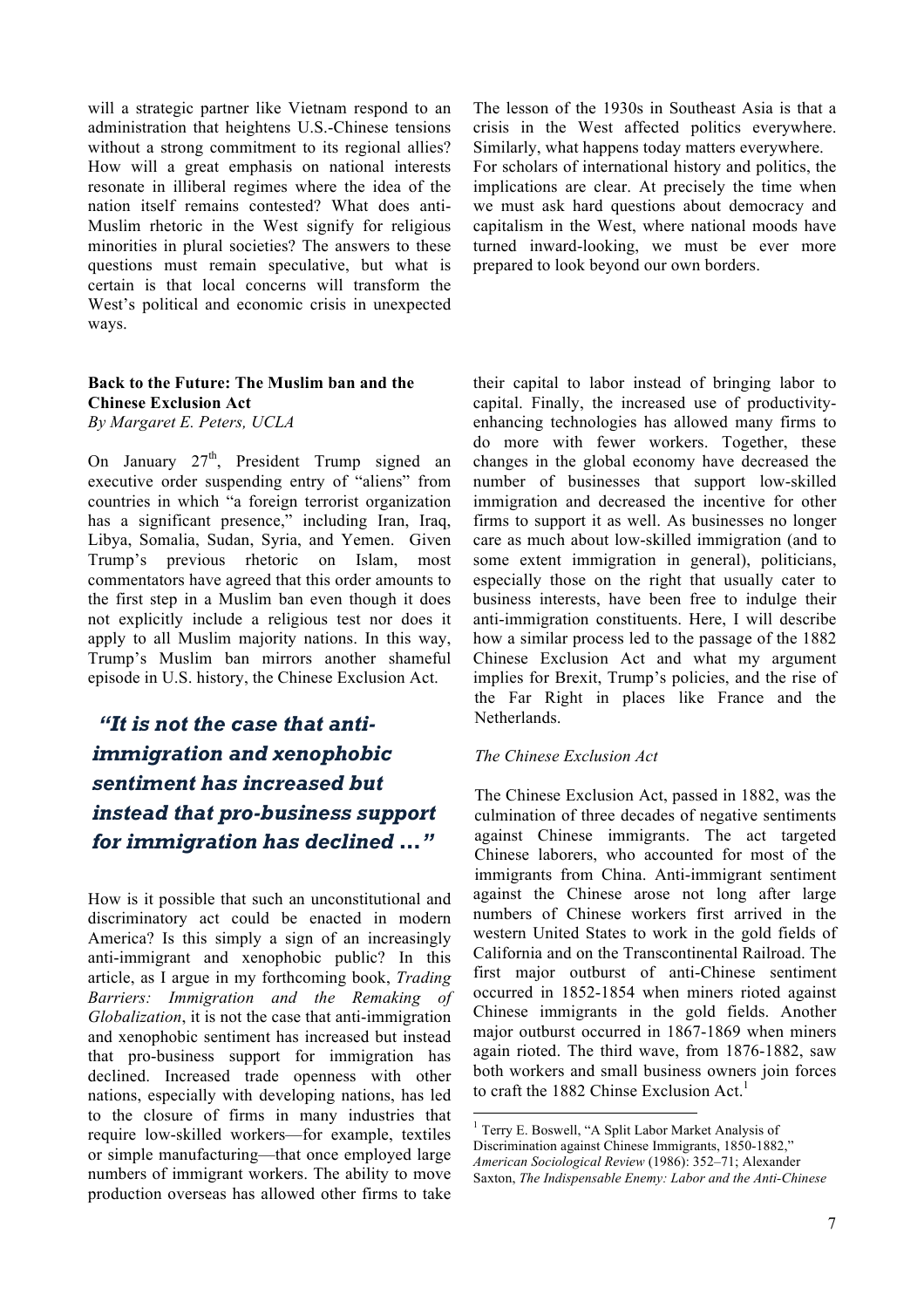will a strategic partner like Vietnam respond to an administration that heightens U.S.-Chinese tensions without a strong commitment to its regional allies? How will a great emphasis on national interests resonate in illiberal regimes where the idea of the nation itself remains contested? What does anti-Muslim rhetoric in the West signify for religious minorities in plural societies? The answers to these questions must remain speculative, but what is certain is that local concerns will transform the West's political and economic crisis in unexpected ways.

The lesson of the 1930s in Southeast Asia is that a crisis in the West affected politics everywhere. Similarly, what happens today matters everywhere. For scholars of international history and politics, the implications are clear. At precisely the time when we must ask hard questions about democracy and capitalism in the West, where national moods have turned inward-looking, we must be ever more prepared to look beyond our own borders.

## Back to the Future: The Muslim ban and the Chinese Exclusion Act

*By Margaret E. Peters, UCLA*

On January 27th, President Trump signed an executive order suspending entry of "aliens" from countries in which "a foreign terrorist organization has a significant presence," including Iran, Iraq, Libya, Somalia, Sudan, Syria, and Yemen. Given Trump's previous rhetoric on Islam, most commentators have agreed that this order amounts to the first step in a Muslim ban even though it does not explicitly include a religious test nor does it apply to all Muslim majority nations. In this way, Trump's Muslim ban mirrors another shameful episode in U.S. history, the Chinese Exclusion Act.

> ***"It is not the case that anti-immigration and xenophobic sentiment has increased but instead that pro-business support for immigration has declined …"***

How is it possible that such an unconstitutional and discriminatory act could be enacted in modern America? Is this simply a sign of an increasingly anti-immigrant and xenophobic public? In this article, as I argue in my forthcoming book, *Trading Barriers: Immigration and the Remaking of Globalization*, it is not the case that anti-immigration and xenophobic sentiment has increased but instead that pro-business support for immigration has declined. Increased trade openness with other nations, especially with developing nations, has led to the closure of firms in many industries that require low-skilled workers—for example, textiles or simple manufacturing—that once employed large numbers of immigrant workers. The ability to move production overseas has allowed other firms to take their capital to labor instead of bringing labor to capital. Finally, the increased use of productivity-enhancing technologies has allowed many firms to do more with fewer workers. Together, these changes in the global economy have decreased the number of businesses that support low-skilled immigration and decreased the incentive for other firms to support it as well. As businesses no longer care as much about low-skilled immigration (and to some extent immigration in general), politicians, especially those on the right that usually cater to business interests, have been free to indulge their anti-immigration constituents. Here, I will describe how a similar process led to the passage of the 1882 Chinese Exclusion Act and what my argument implies for Brexit, Trump's policies, and the rise of the Far Right in places like France and the Netherlands.

### *The Chinese Exclusion Act*

The Chinese Exclusion Act, passed in 1882, was the culmination of three decades of negative sentiments against Chinese immigrants. The act targeted Chinese laborers, who accounted for most of the immigrants from China. Anti-immigrant sentiment against the Chinese arose not long after large numbers of Chinese workers first arrived in the western United States to work in the gold fields of California and on the Transcontinental Railroad. The first major outburst of anti-Chinese sentiment occurred in 1852-1854 when miners rioted against Chinese immigrants in the gold fields. Another major outburst occurred in 1867-1869 when miners again rioted. The third wave, from 1876-1882, saw both workers and small business owners join forces to craft the 1882 Chinse Exclusion Act.[1]

[1] Terry E. Boswell, "A Split Labor Market Analysis of Discrimination against Chinese Immigrants, 1850-1882," *American Sociological Review* (1986): 352–71; Alexander Saxton, *The Indispensable Enemy: Labor and the Anti-Chinese*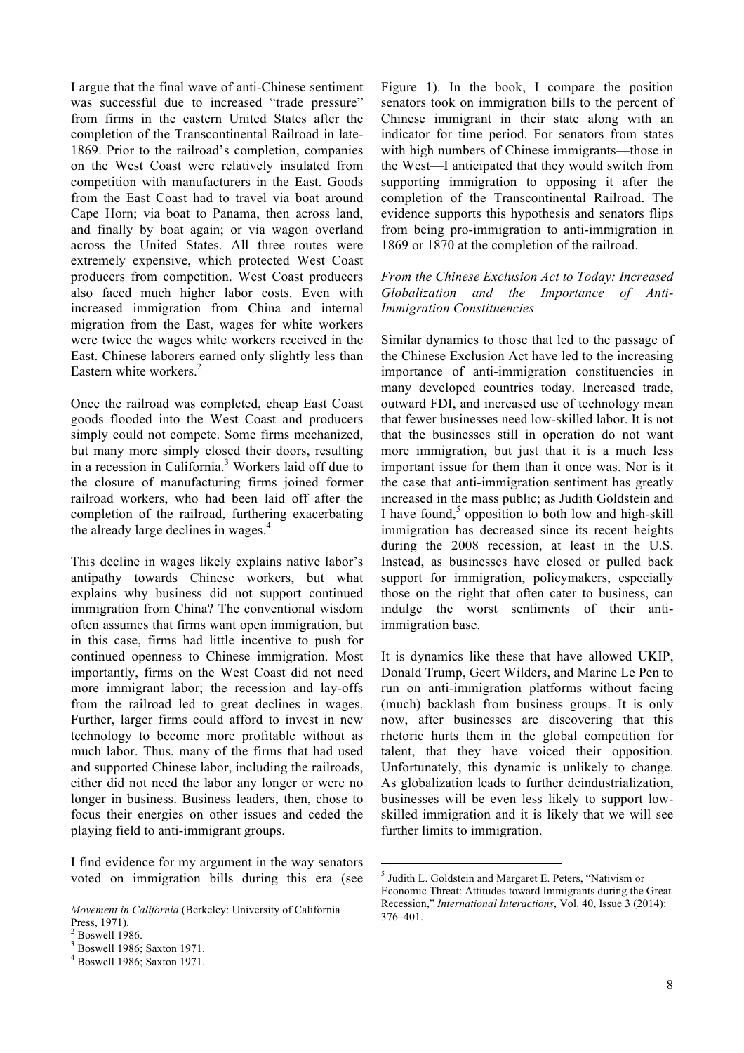I argue that the final wave of anti-Chinese sentiment was successful due to increased "trade pressure" from firms in the eastern United States after the completion of the Transcontinental Railroad in late-1869. Prior to the railroad's completion, companies on the West Coast were relatively insulated from competition with manufacturers in the East. Goods from the East Coast had to travel via boat around Cape Horn; via boat to Panama, then across land, and finally by boat again; or via wagon overland across the United States. All three routes were extremely expensive, which protected West Coast producers from competition. West Coast producers also faced much higher labor costs. Even with increased immigration from China and internal migration from the East, wages for white workers were twice the wages white workers received in the East. Chinese laborers earned only slightly less than Eastern white workers.[2]

Once the railroad was completed, cheap East Coast goods flooded into the West Coast and producers simply could not compete. Some firms mechanized, but many more simply closed their doors, resulting in a recession in California.[3] Workers laid off due to the closure of manufacturing firms joined former railroad workers, who had been laid off after the completion of the railroad, furthering exacerbating the already large declines in wages.[4]

This decline in wages likely explains native labor's antipathy towards Chinese workers, but what explains why business did not support continued immigration from China? The conventional wisdom often assumes that firms want open immigration, but in this case, firms had little incentive to push for continued openness to Chinese immigration. Most importantly, firms on the West Coast did not need more immigrant labor; the recession and lay-offs from the railroad led to great declines in wages. Further, larger firms could afford to invest in new technology to become more profitable without as much labor. Thus, many of the firms that had used and supported Chinese labor, including the railroads, either did not need the labor any longer or were no longer in business. Business leaders, then, chose to focus their energies on other issues and ceded the playing field to anti-immigrant groups.

I find evidence for my argument in the way senators voted on immigration bills during this era (see Figure 1). In the book, I compare the position senators took on immigration bills to the percent of Chinese immigrant in their state along with an indicator for time period. For senators from states with high numbers of Chinese immigrants—those in the West—I anticipated that they would switch from supporting immigration to opposing it after the completion of the Transcontinental Railroad. The evidence supports this hypothesis and senators flips from being pro-immigration to anti-immigration in 1869 or 1870 at the completion of the railroad.

*From the Chinese Exclusion Act to Today: Increased Globalization and the Importance of Anti-Immigration Constituencies*

Similar dynamics to those that led to the passage of the Chinese Exclusion Act have led to the increasing importance of anti-immigration constituencies in many developed countries today. Increased trade, outward FDI, and increased use of technology mean that fewer businesses need low-skilled labor. It is not that the businesses still in operation do not want more immigration, but just that it is a much less important issue for them than it once was. Nor is it the case that anti-immigration sentiment has greatly increased in the mass public; as Judith Goldstein and I have found,[5] opposition to both low and high-skill immigration has decreased since its recent heights during the 2008 recession, at least in the U.S. Instead, as businesses have closed or pulled back support for immigration, policymakers, especially those on the right that often cater to business, can indulge the worst sentiments of their anti-immigration base.

It is dynamics like these that have allowed UKIP, Donald Trump, Geert Wilders, and Marine Le Pen to run on anti-immigration platforms without facing (much) backlash from business groups. It is only now, after businesses are discovering that this rhetoric hurts them in the global competition for talent, that they have voiced their opposition. Unfortunately, this dynamic is unlikely to change. As globalization leads to further deindustrialization, businesses will be even less likely to support low-skilled immigration and it is likely that we will see further limits to immigration.

---

*Movement in California* (Berkeley: University of California Press, 1971).

[2] Boswell 1986.

[3] Boswell 1986; Saxton 1971.

[4] Boswell 1986; Saxton 1971.

[5] Judith L. Goldstein and Margaret E. Peters, "Nativism or Economic Threat: Attitudes toward Immigrants during the Great Recession," *International Interactions*, Vol. 40, Issue 3 (2014): 376–401.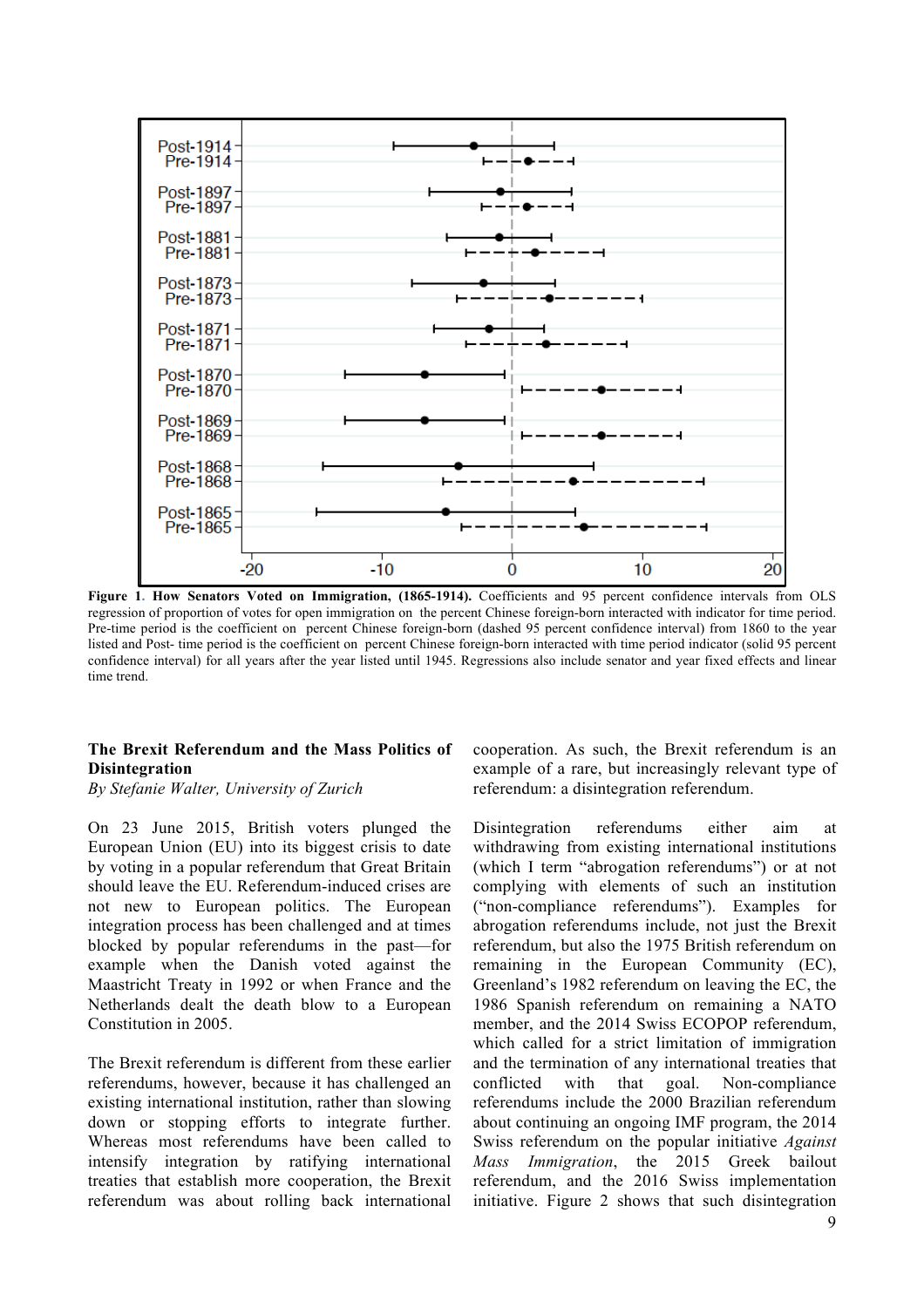**Figure 1. How Senators Voted on Immigration, (1865-1914).** Coefficients and 95 percent confidence intervals from OLS regression of proportion of votes for open immigration on the percent Chinese foreign-born interacted with indicator for time period. Pre-time period is the coefficient on percent Chinese foreign-born (dashed 95 percent confidence interval) from 1860 to the year listed and Post- time period is the coefficient on percent Chinese foreign-born interacted with time period indicator (solid 95 percent confidence interval) for all years after the year listed until 1945. Regressions also include senator and year fixed effects and linear time trend.

## The Brexit Referendum and the Mass Politics of Disintegration

*By Stefanie Walter, University of Zurich*

On 23 June 2015, British voters plunged the European Union (EU) into its biggest crisis to date by voting in a popular referendum that Great Britain should leave the EU. Referendum-induced crises are not new to European politics. The European integration process has been challenged and at times blocked by popular referendums in the past—for example when the Danish voted against the Maastricht Treaty in 1992 or when France and the Netherlands dealt the death blow to a European Constitution in 2005.

The Brexit referendum is different from these earlier referendums, however, because it has challenged an existing international institution, rather than slowing down or stopping efforts to integrate further. Whereas most referendums have been called to intensify integration by ratifying international treaties that establish more cooperation, the Brexit referendum was about rolling back international cooperation. As such, the Brexit referendum is an example of a rare, but increasingly relevant type of referendum: a disintegration referendum.

Disintegration referendums either aim at withdrawing from existing international institutions (which I term "abrogation referendums") or at not complying with elements of such an institution ("non-compliance referendums"). Examples for abrogation referendums include, not just the Brexit referendum, but also the 1975 British referendum on remaining in the European Community (EC), Greenland's 1982 referendum on leaving the EC, the 1986 Spanish referendum on remaining a NATO member, and the 2014 Swiss ECOPOP referendum, which called for a strict limitation of immigration and the termination of any international treaties that conflicted with that goal. Non-compliance referendums include the 2000 Brazilian referendum about continuing an ongoing IMF program, the 2014 Swiss referendum on the popular initiative *Against Mass Immigration*, the 2015 Greek bailout referendum, and the 2016 Swiss implementation initiative. Figure 2 shows that such disintegration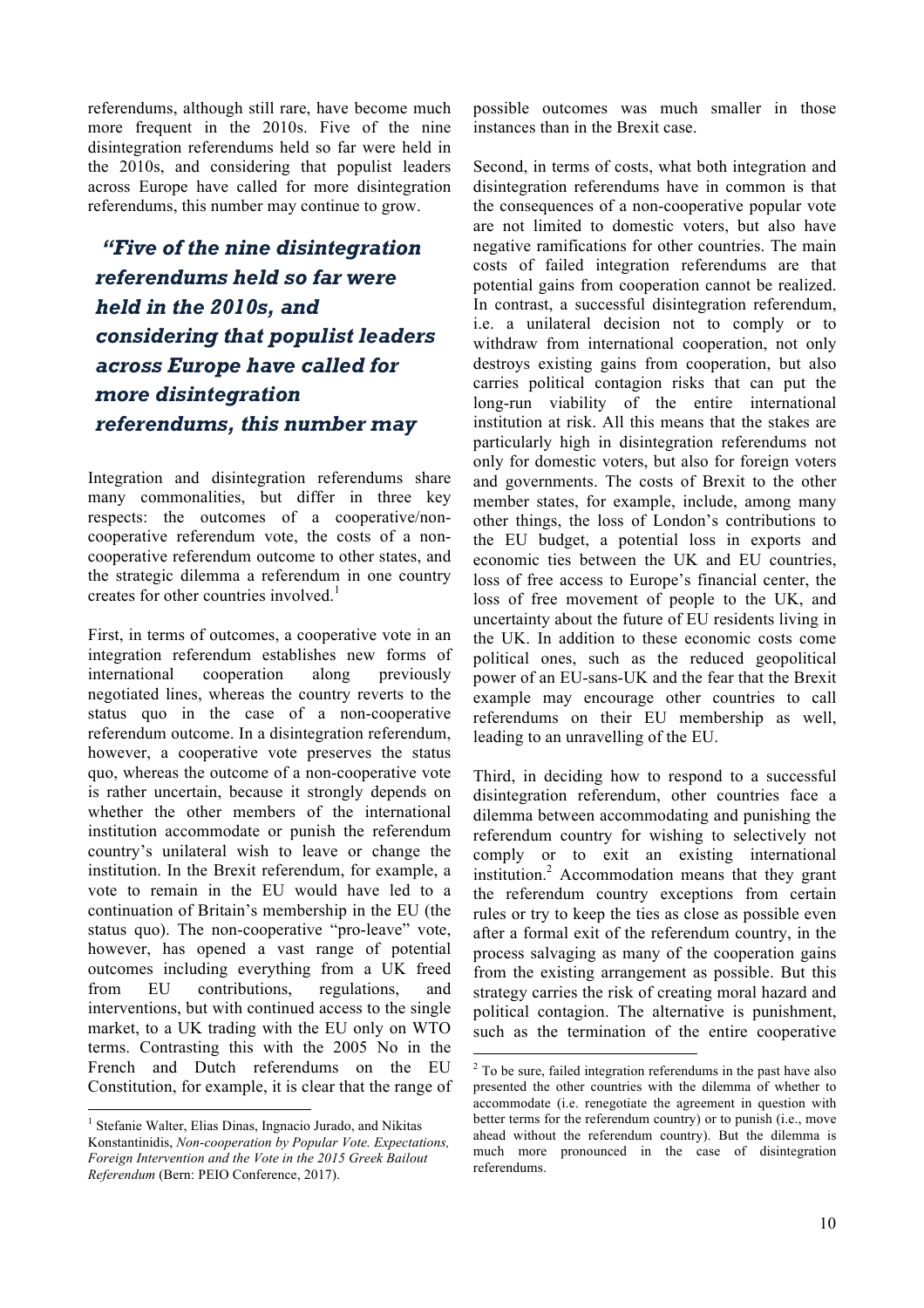referendums, although still rare, have become much more frequent in the 2010s. Five of the nine disintegration referendums held so far were held in the 2010s, and considering that populist leaders across Europe have called for more disintegration referendums, this number may continue to grow.

> ***"Five of the nine disintegration referendums held so far were held in the 2010s, and considering that populist leaders across Europe have called for more disintegration referendums, this number may***

Integration and disintegration referendums share many commonalities, but differ in three key respects: the outcomes of a cooperative/non-cooperative referendum vote, the costs of a non-cooperative referendum outcome to other states, and the strategic dilemma a referendum in one country creates for other countries involved.[1]

First, in terms of outcomes, a cooperative vote in an integration referendum establishes new forms of international cooperation along previously negotiated lines, whereas the country reverts to the status quo in the case of a non-cooperative referendum outcome. In a disintegration referendum, however, a cooperative vote preserves the status quo, whereas the outcome of a non-cooperative vote is rather uncertain, because it strongly depends on whether the other members of the international institution accommodate or punish the referendum country's unilateral wish to leave or change the institution. In the Brexit referendum, for example, a vote to remain in the EU would have led to a continuation of Britain's membership in the EU (the status quo). The non-cooperative "pro-leave" vote, however, has opened a vast range of potential outcomes including everything from a UK freed from EU contributions, regulations, and interventions, but with continued access to the single market, to a UK trading with the EU only on WTO terms. Contrasting this with the 2005 No in the French and Dutch referendums on the EU Constitution, for example, it is clear that the range of possible outcomes was much smaller in those instances than in the Brexit case.

Second, in terms of costs, what both integration and disintegration referendums have in common is that the consequences of a non-cooperative popular vote are not limited to domestic voters, but also have negative ramifications for other countries. The main costs of failed integration referendums are that potential gains from cooperation cannot be realized. In contrast, a successful disintegration referendum, i.e. a unilateral decision not to comply or to withdraw from international cooperation, not only destroys existing gains from cooperation, but also carries political contagion risks that can put the long-run viability of the entire international institution at risk. All this means that the stakes are particularly high in disintegration referendums not only for domestic voters, but also for foreign voters and governments. The costs of Brexit to the other member states, for example, include, among many other things, the loss of London's contributions to the EU budget, a potential loss in exports and economic ties between the UK and EU countries, loss of free access to Europe's financial center, the loss of free movement of people to the UK, and uncertainty about the future of EU residents living in the UK. In addition to these economic costs come political ones, such as the reduced geopolitical power of an EU-sans-UK and the fear that the Brexit example may encourage other countries to call referendums on their EU membership as well, leading to an unravelling of the EU.

Third, in deciding how to respond to a successful disintegration referendum, other countries face a dilemma between accommodating and punishing the referendum country for wishing to selectively not comply or to exit an existing international institution.[2] Accommodation means that they grant the referendum country exceptions from certain rules or try to keep the ties as close as possible even after a formal exit of the referendum country, in the process salvaging as many of the cooperation gains from the existing arrangement as possible. But this strategy carries the risk of creating moral hazard and political contagion. The alternative is punishment, such as the termination of the entire cooperative

---

[1] Stefanie Walter, Elias Dinas, Ingnacio Jurado, and Nikitas Konstantinidis, *Non-cooperation by Popular Vote. Expectations, Foreign Intervention and the Vote in the 2015 Greek Bailout Referendum* (Bern: PEIO Conference, 2017).

[2] To be sure, failed integration referendums in the past have also presented the other countries with the dilemma of whether to accommodate (i.e. renegotiate the agreement in question with better terms for the referendum country) or to punish (i.e., move ahead without the referendum country). But the dilemma is much more pronounced in the case of disintegration referendums.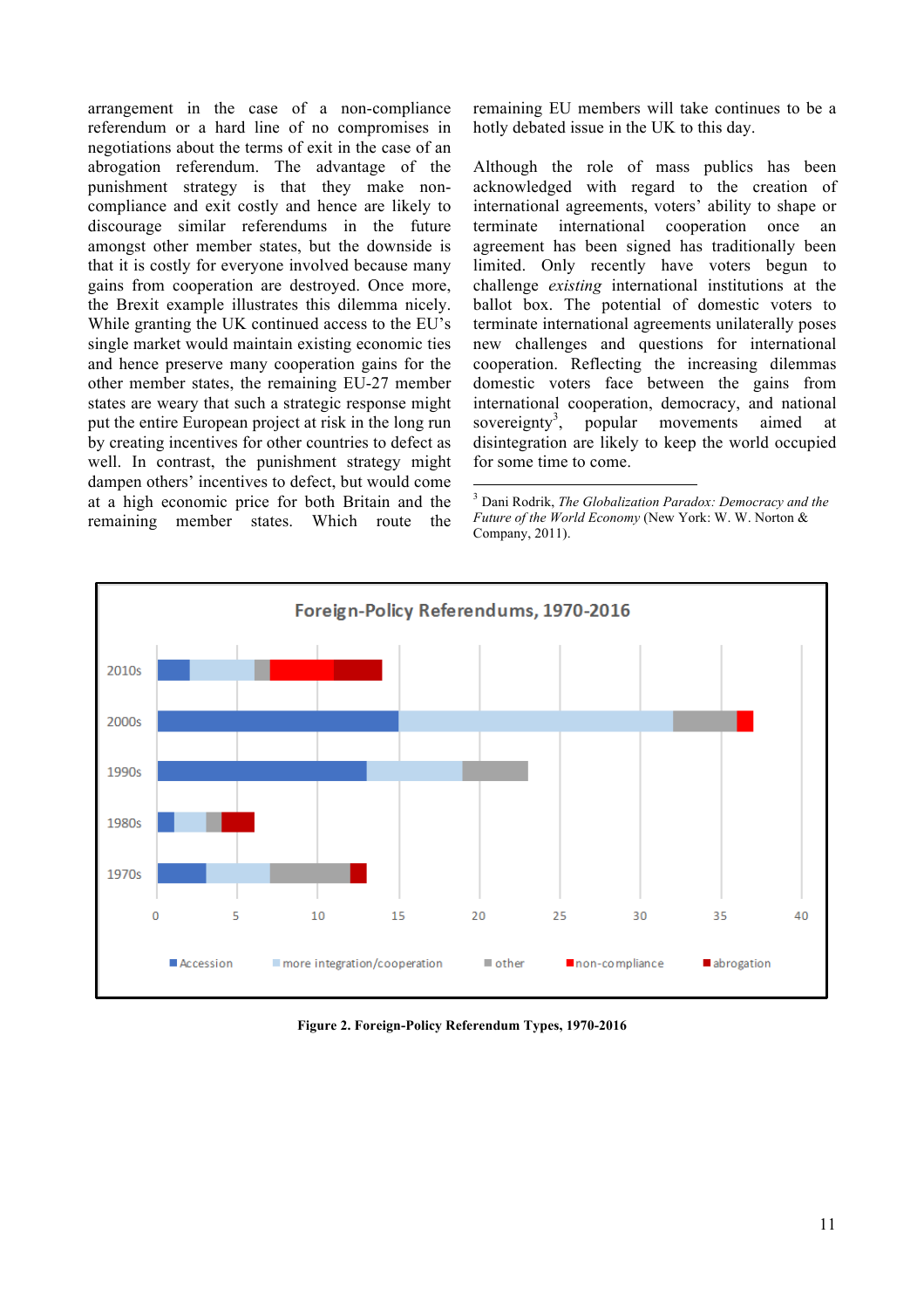arrangement in the case of a non-compliance referendum or a hard line of no compromises in negotiations about the terms of exit in the case of an abrogation referendum. The advantage of the punishment strategy is that they make non-compliance and exit costly and hence are likely to discourage similar referendums in the future amongst other member states, but the downside is that it is costly for everyone involved because many gains from cooperation are destroyed. Once more, the Brexit example illustrates this dilemma nicely. While granting the UK continued access to the EU's single market would maintain existing economic ties and hence preserve many cooperation gains for the other member states, the remaining EU-27 member states are weary that such a strategic response might put the entire European project at risk in the long run by creating incentives for other countries to defect as well. In contrast, the punishment strategy might dampen others' incentives to defect, but would come at a high economic price for both Britain and the remaining member states. Which route the remaining EU members will take continues to be a hotly debated issue in the UK to this day.

Although the role of mass publics has been acknowledged with regard to the creation of international agreements, voters' ability to shape or terminate international cooperation once an agreement has been signed has traditionally been limited. Only recently have voters begun to challenge *existing* international institutions at the ballot box. The potential of domestic voters to terminate international agreements unilaterally poses new challenges and questions for international cooperation. Reflecting the increasing dilemmas domestic voters face between the gains from international cooperation, democracy, and national sovereignty[3], popular movements aimed at disintegration are likely to keep the world occupied for some time to come.

[3] Dani Rodrik, *The Globalization Paradox: Democracy and the Future of the World Economy* (New York: W. W. Norton & Company, 2011).

**Figure 2. Foreign-Policy Referendum Types, 1970-2016**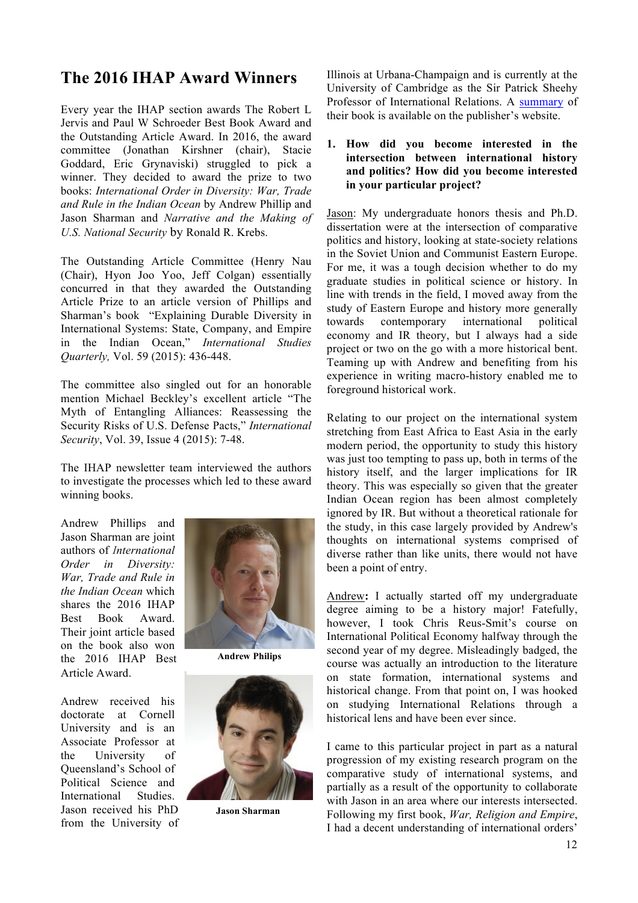# The 2016 IHAP Award Winners

Every year the IHAP section awards The Robert L Jervis and Paul W Schroeder Best Book Award and the Outstanding Article Award. In 2016, the award committee (Jonathan Kirshner (chair), Stacie Goddard, Eric Grynaviski) struggled to pick a winner. They decided to award the prize to two books: *International Order in Diversity: War, Trade and Rule in the Indian Ocean* by Andrew Phillip and Jason Sharman and *Narrative and the Making of U.S. National Security* by Ronald R. Krebs.

The Outstanding Article Committee (Henry Nau (Chair), Hyon Joo Yoo, Jeff Colgan) essentially concurred in that they awarded the Outstanding Article Prize to an article version of Phillips and Sharman's book "Explaining Durable Diversity in International Systems: State, Company, and Empire in the Indian Ocean," *International Studies Quarterly,* Vol. 59 (2015): 436-448.

The committee also singled out for an honorable mention Michael Beckley's excellent article "The Myth of Entangling Alliances: Reassessing the Security Risks of U.S. Defense Pacts," *International Security*, Vol. 39, Issue 4 (2015): 7-48.

The IHAP newsletter team interviewed the authors to investigate the processes which led to these award winning books.

Andrew Phillips and Jason Sharman are joint authors of *International Order in Diversity: War, Trade and Rule in the Indian Ocean* which shares the 2016 IHAP Best Book Award. Their joint article based on the book also won the 2016 IHAP Best Article Award.

**Andrew Philips**

**Jason Sharman**

Andrew received his doctorate at Cornell University and is an Associate Professor at the University of Queensland's School of Political Science and International Studies. Jason received his PhD from the University of Illinois at Urbana-Champaign and is currently at the University of Cambridge as the Sir Patrick Sheehy Professor of International Relations. A summary of their book is available on the publisher's website.

**1. How did you become interested in the intersection between international history and politics? How did you become interested in your particular project?**

Jason: My undergraduate honors thesis and Ph.D. dissertation were at the intersection of comparative politics and history, looking at state-society relations in the Soviet Union and Communist Eastern Europe. For me, it was a tough decision whether to do my graduate studies in political science or history. In line with trends in the field, I moved away from the study of Eastern Europe and history more generally towards contemporary international political economy and IR theory, but I always had a side project or two on the go with a more historical bent. Teaming up with Andrew and benefiting from his experience in writing macro-history enabled me to foreground historical work.

Relating to our project on the international system stretching from East Africa to East Asia in the early modern period, the opportunity to study this history was just too tempting to pass up, both in terms of the history itself, and the larger implications for IR theory. This was especially so given that the greater Indian Ocean region has been almost completely ignored by IR. But without a theoretical rationale for the study, in this case largely provided by Andrew's thoughts on international systems comprised of diverse rather than like units, there would not have been a point of entry.

Andrew**:** I actually started off my undergraduate degree aiming to be a history major! Fatefully, however, I took Chris Reus-Smit's course on International Political Economy halfway through the second year of my degree. Misleadingly badged, the course was actually an introduction to the literature on state formation, international systems and historical change. From that point on, I was hooked on studying International Relations through a historical lens and have been ever since.

I came to this particular project in part as a natural progression of my existing research program on the comparative study of international systems, and partially as a result of the opportunity to collaborate with Jason in an area where our interests intersected. Following my first book, *War, Religion and Empire*, I had a decent understanding of international orders'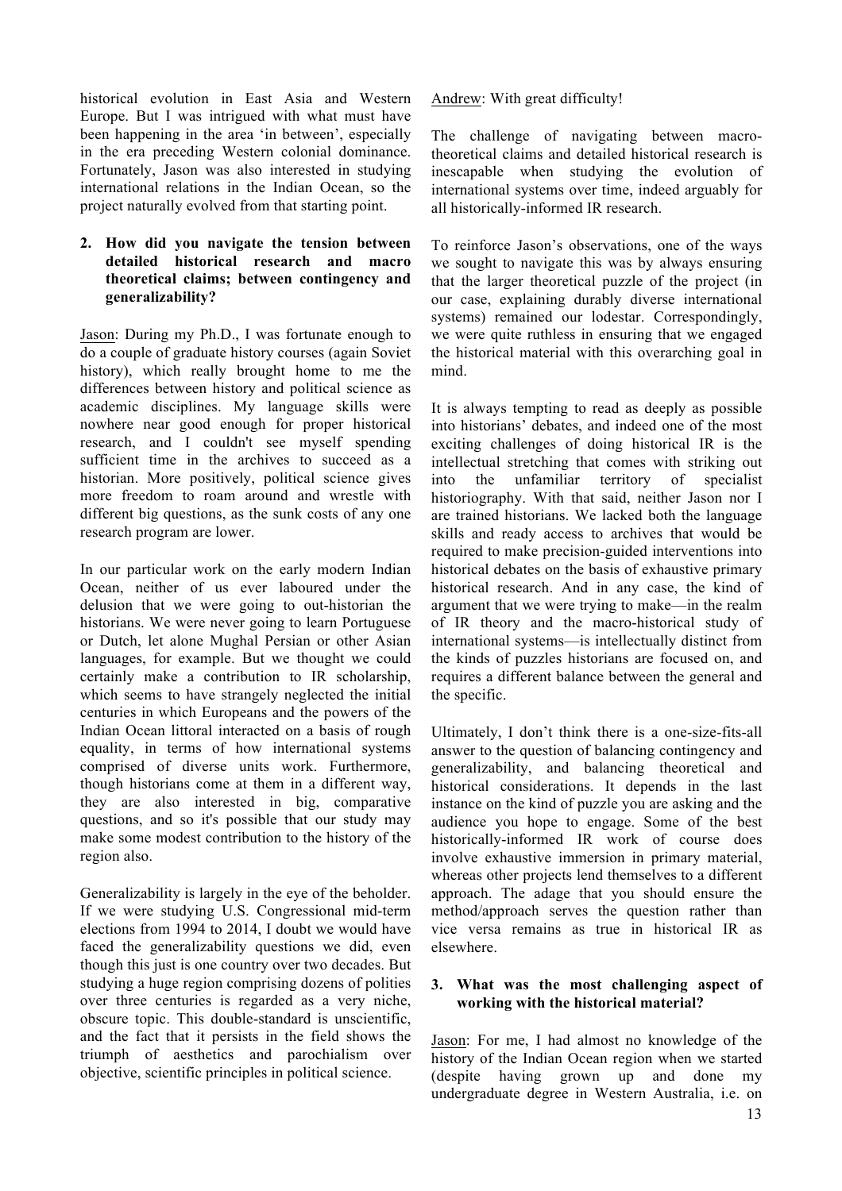historical evolution in East Asia and Western Europe. But I was intrigued with what must have been happening in the area 'in between', especially in the era preceding Western colonial dominance. Fortunately, Jason was also interested in studying international relations in the Indian Ocean, so the project naturally evolved from that starting point.

**2. How did you navigate the tension between detailed historical research and macro theoretical claims; between contingency and generalizability?**

Jason: During my Ph.D., I was fortunate enough to do a couple of graduate history courses (again Soviet history), which really brought home to me the differences between history and political science as academic disciplines. My language skills were nowhere near good enough for proper historical research, and I couldn't see myself spending sufficient time in the archives to succeed as a historian. More positively, political science gives more freedom to roam around and wrestle with different big questions, as the sunk costs of any one research program are lower.

In our particular work on the early modern Indian Ocean, neither of us ever laboured under the delusion that we were going to out-historian the historians. We were never going to learn Portuguese or Dutch, let alone Mughal Persian or other Asian languages, for example. But we thought we could certainly make a contribution to IR scholarship, which seems to have strangely neglected the initial centuries in which Europeans and the powers of the Indian Ocean littoral interacted on a basis of rough equality, in terms of how international systems comprised of diverse units work. Furthermore, though historians come at them in a different way, they are also interested in big, comparative questions, and so it's possible that our study may make some modest contribution to the history of the region also.

Generalizability is largely in the eye of the beholder. If we were studying U.S. Congressional mid-term elections from 1994 to 2014, I doubt we would have faced the generalizability questions we did, even though this just is one country over two decades. But studying a huge region comprising dozens of polities over three centuries is regarded as a very niche, obscure topic. This double-standard is unscientific, and the fact that it persists in the field shows the triumph of aesthetics and parochialism over objective, scientific principles in political science.

Andrew: With great difficulty!

The challenge of navigating between macro-theoretical claims and detailed historical research is inescapable when studying the evolution of international systems over time, indeed arguably for all historically-informed IR research.

To reinforce Jason's observations, one of the ways we sought to navigate this was by always ensuring that the larger theoretical puzzle of the project (in our case, explaining durably diverse international systems) remained our lodestar. Correspondingly, we were quite ruthless in ensuring that we engaged the historical material with this overarching goal in mind.

It is always tempting to read as deeply as possible into historians' debates, and indeed one of the most exciting challenges of doing historical IR is the intellectual stretching that comes with striking out into the unfamiliar territory of specialist historiography. With that said, neither Jason nor I are trained historians. We lacked both the language skills and ready access to archives that would be required to make precision-guided interventions into historical debates on the basis of exhaustive primary historical research. And in any case, the kind of argument that we were trying to make—in the realm of IR theory and the macro-historical study of international systems—is intellectually distinct from the kinds of puzzles historians are focused on, and requires a different balance between the general and the specific.

Ultimately, I don't think there is a one-size-fits-all answer to the question of balancing contingency and generalizability, and balancing theoretical and historical considerations. It depends in the last instance on the kind of puzzle you are asking and the audience you hope to engage. Some of the best historically-informed IR work of course does involve exhaustive immersion in primary material, whereas other projects lend themselves to a different approach. The adage that you should ensure the method/approach serves the question rather than vice versa remains as true in historical IR as elsewhere.

**3. What was the most challenging aspect of working with the historical material?**

Jason: For me, I had almost no knowledge of the history of the Indian Ocean region when we started (despite having grown up and done my undergraduate degree in Western Australia, i.e. on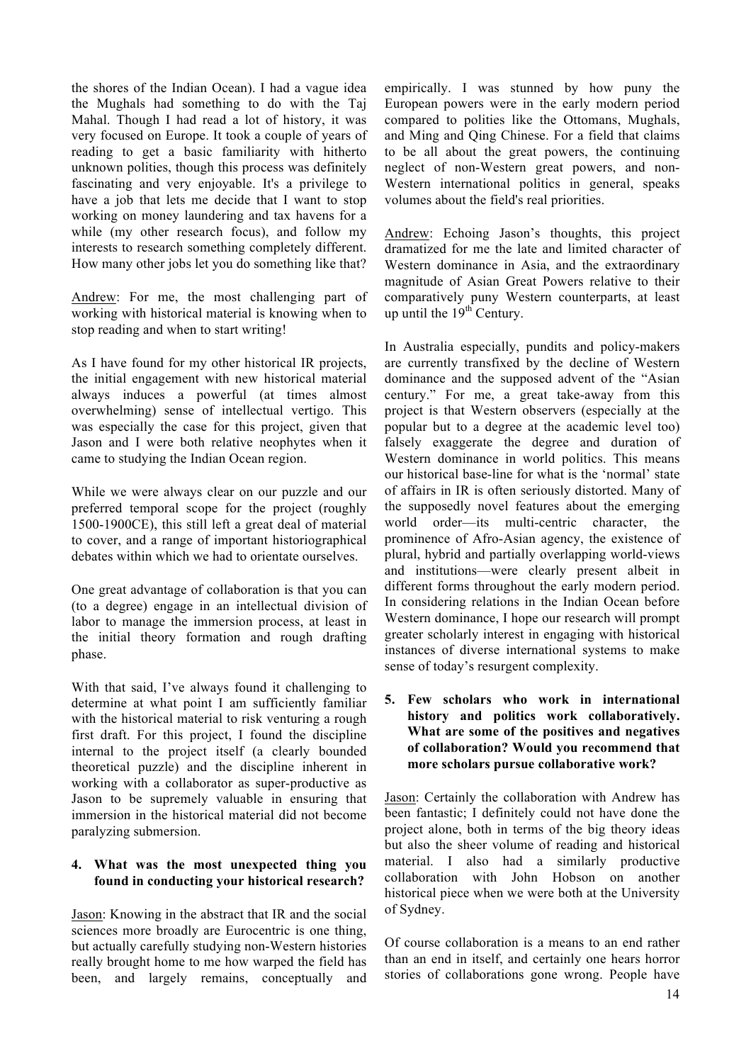the shores of the Indian Ocean). I had a vague idea the Mughals had something to do with the Taj Mahal. Though I had read a lot of history, it was very focused on Europe. It took a couple of years of reading to get a basic familiarity with hitherto unknown polities, though this process was definitely fascinating and very enjoyable. It's a privilege to have a job that lets me decide that I want to stop working on money laundering and tax havens for a while (my other research focus), and follow my interests to research something completely different. How many other jobs let you do something like that?

Andrew: For me, the most challenging part of working with historical material is knowing when to stop reading and when to start writing!

As I have found for my other historical IR projects, the initial engagement with new historical material always induces a powerful (at times almost overwhelming) sense of intellectual vertigo. This was especially the case for this project, given that Jason and I were both relative neophytes when it came to studying the Indian Ocean region.

While we were always clear on our puzzle and our preferred temporal scope for the project (roughly 1500-1900CE), this still left a great deal of material to cover, and a range of important historiographical debates within which we had to orientate ourselves.

One great advantage of collaboration is that you can (to a degree) engage in an intellectual division of labor to manage the immersion process, at least in the initial theory formation and rough drafting phase.

With that said, I've always found it challenging to determine at what point I am sufficiently familiar with the historical material to risk venturing a rough first draft. For this project, I found the discipline internal to the project itself (a clearly bounded theoretical puzzle) and the discipline inherent in working with a collaborator as super-productive as Jason to be supremely valuable in ensuring that immersion in the historical material did not become paralyzing submersion.

**4. What was the most unexpected thing you found in conducting your historical research?**

Jason: Knowing in the abstract that IR and the social sciences more broadly are Eurocentric is one thing, but actually carefully studying non-Western histories really brought home to me how warped the field has been, and largely remains, conceptually and empirically. I was stunned by how puny the European powers were in the early modern period compared to polities like the Ottomans, Mughals, and Ming and Qing Chinese. For a field that claims to be all about the great powers, the continuing neglect of non-Western great powers, and non-Western international politics in general, speaks volumes about the field's real priorities.

Andrew: Echoing Jason's thoughts, this project dramatized for me the late and limited character of Western dominance in Asia, and the extraordinary magnitude of Asian Great Powers relative to their comparatively puny Western counterparts, at least up until the 19th Century.

In Australia especially, pundits and policy-makers are currently transfixed by the decline of Western dominance and the supposed advent of the "Asian century." For me, a great take-away from this project is that Western observers (especially at the popular but to a degree at the academic level too) falsely exaggerate the degree and duration of Western dominance in world politics. This means our historical base-line for what is the 'normal' state of affairs in IR is often seriously distorted. Many of the supposedly novel features about the emerging world order—its multi-centric character, the prominence of Afro-Asian agency, the existence of plural, hybrid and partially overlapping world-views and institutions—were clearly present albeit in different forms throughout the early modern period. In considering relations in the Indian Ocean before Western dominance, I hope our research will prompt greater scholarly interest in engaging with historical instances of diverse international systems to make sense of today's resurgent complexity.

**5. Few scholars who work in international history and politics work collaboratively. What are some of the positives and negatives of collaboration? Would you recommend that more scholars pursue collaborative work?**

Jason: Certainly the collaboration with Andrew has been fantastic; I definitely could not have done the project alone, both in terms of the big theory ideas but also the sheer volume of reading and historical material. I also had a similarly productive collaboration with John Hobson on another historical piece when we were both at the University of Sydney.

Of course collaboration is a means to an end rather than an end in itself, and certainly one hears horror stories of collaborations gone wrong. People have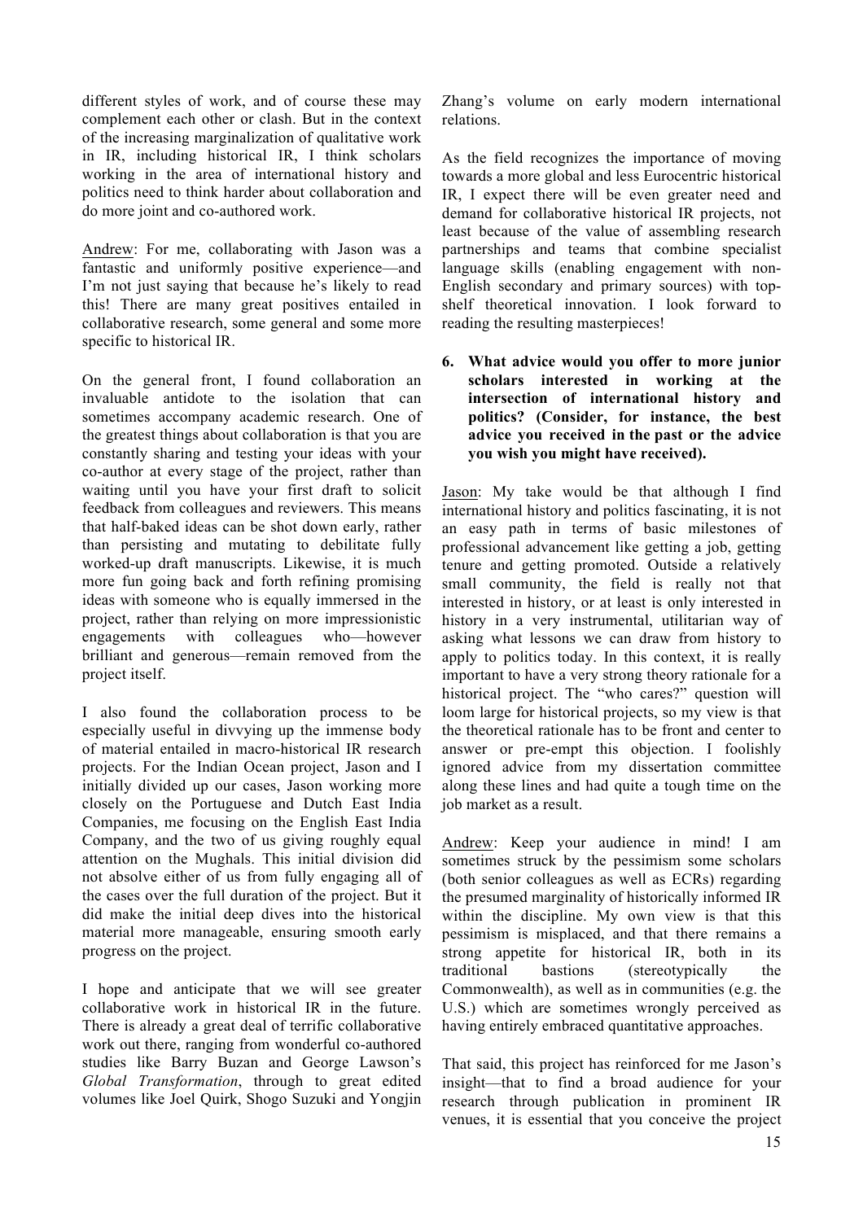different styles of work, and of course these may complement each other or clash. But in the context of the increasing marginalization of qualitative work in IR, including historical IR, I think scholars working in the area of international history and politics need to think harder about collaboration and do more joint and co-authored work.

Andrew: For me, collaborating with Jason was a fantastic and uniformly positive experience—and I'm not just saying that because he's likely to read this! There are many great positives entailed in collaborative research, some general and some more specific to historical IR.

On the general front, I found collaboration an invaluable antidote to the isolation that can sometimes accompany academic research. One of the greatest things about collaboration is that you are constantly sharing and testing your ideas with your co-author at every stage of the project, rather than waiting until you have your first draft to solicit feedback from colleagues and reviewers. This means that half-baked ideas can be shot down early, rather than persisting and mutating to debilitate fully worked-up draft manuscripts. Likewise, it is much more fun going back and forth refining promising ideas with someone who is equally immersed in the project, rather than relying on more impressionistic engagements with colleagues who—however brilliant and generous—remain removed from the project itself.

I also found the collaboration process to be especially useful in divvying up the immense body of material entailed in macro-historical IR research projects. For the Indian Ocean project, Jason and I initially divided up our cases, Jason working more closely on the Portuguese and Dutch East India Companies, me focusing on the English East India Company, and the two of us giving roughly equal attention on the Mughals. This initial division did not absolve either of us from fully engaging all of the cases over the full duration of the project. But it did make the initial deep dives into the historical material more manageable, ensuring smooth early progress on the project.

I hope and anticipate that we will see greater collaborative work in historical IR in the future. There is already a great deal of terrific collaborative work out there, ranging from wonderful co-authored studies like Barry Buzan and George Lawson's *Global Transformation*, through to great edited volumes like Joel Quirk, Shogo Suzuki and Yongjin Zhang's volume on early modern international relations.

As the field recognizes the importance of moving towards a more global and less Eurocentric historical IR, I expect there will be even greater need and demand for collaborative historical IR projects, not least because of the value of assembling research partnerships and teams that combine specialist language skills (enabling engagement with non-English secondary and primary sources) with top-shelf theoretical innovation. I look forward to reading the resulting masterpieces!

6. **What advice would you offer to more junior scholars interested in working at the intersection of international history and politics? (Consider, for instance, the best advice you received in the past or the advice you wish you might have received).**

Jason: My take would be that although I find international history and politics fascinating, it is not an easy path in terms of basic milestones of professional advancement like getting a job, getting tenure and getting promoted. Outside a relatively small community, the field is really not that interested in history, or at least is only interested in history in a very instrumental, utilitarian way of asking what lessons we can draw from history to apply to politics today. In this context, it is really important to have a very strong theory rationale for a historical project. The "who cares?" question will loom large for historical projects, so my view is that the theoretical rationale has to be front and center to answer or pre-empt this objection. I foolishly ignored advice from my dissertation committee along these lines and had quite a tough time on the job market as a result.

Andrew: Keep your audience in mind! I am sometimes struck by the pessimism some scholars (both senior colleagues as well as ECRs) regarding the presumed marginality of historically informed IR within the discipline. My own view is that this pessimism is misplaced, and that there remains a strong appetite for historical IR, both in its traditional bastions (stereotypically the Commonwealth), as well as in communities (e.g. the U.S.) which are sometimes wrongly perceived as having entirely embraced quantitative approaches.

That said, this project has reinforced for me Jason's insight—that to find a broad audience for your research through publication in prominent IR venues, it is essential that you conceive the project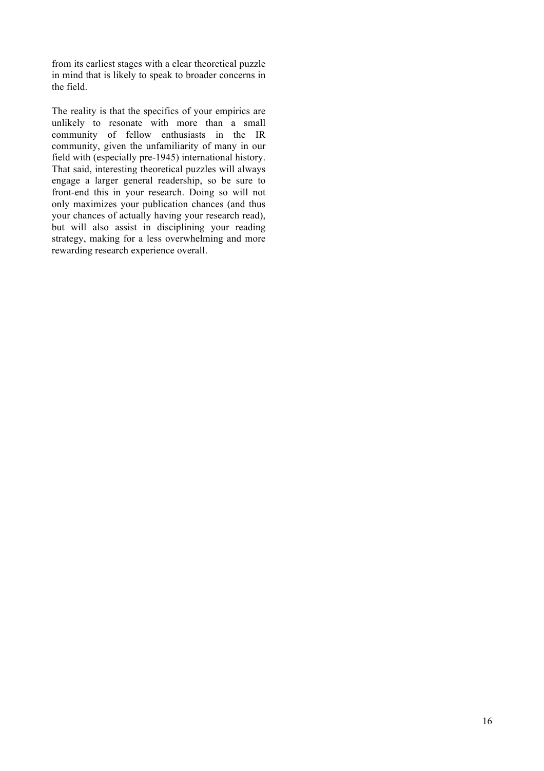from its earliest stages with a clear theoretical puzzle in mind that is likely to speak to broader concerns in the field.

The reality is that the specifics of your empirics are unlikely to resonate with more than a small community of fellow enthusiasts in the IR community, given the unfamiliarity of many in our field with (especially pre-1945) international history. That said, interesting theoretical puzzles will always engage a larger general readership, so be sure to front-end this in your research. Doing so will not only maximizes your publication chances (and thus your chances of actually having your research read), but will also assist in disciplining your reading strategy, making for a less overwhelming and more rewarding research experience overall.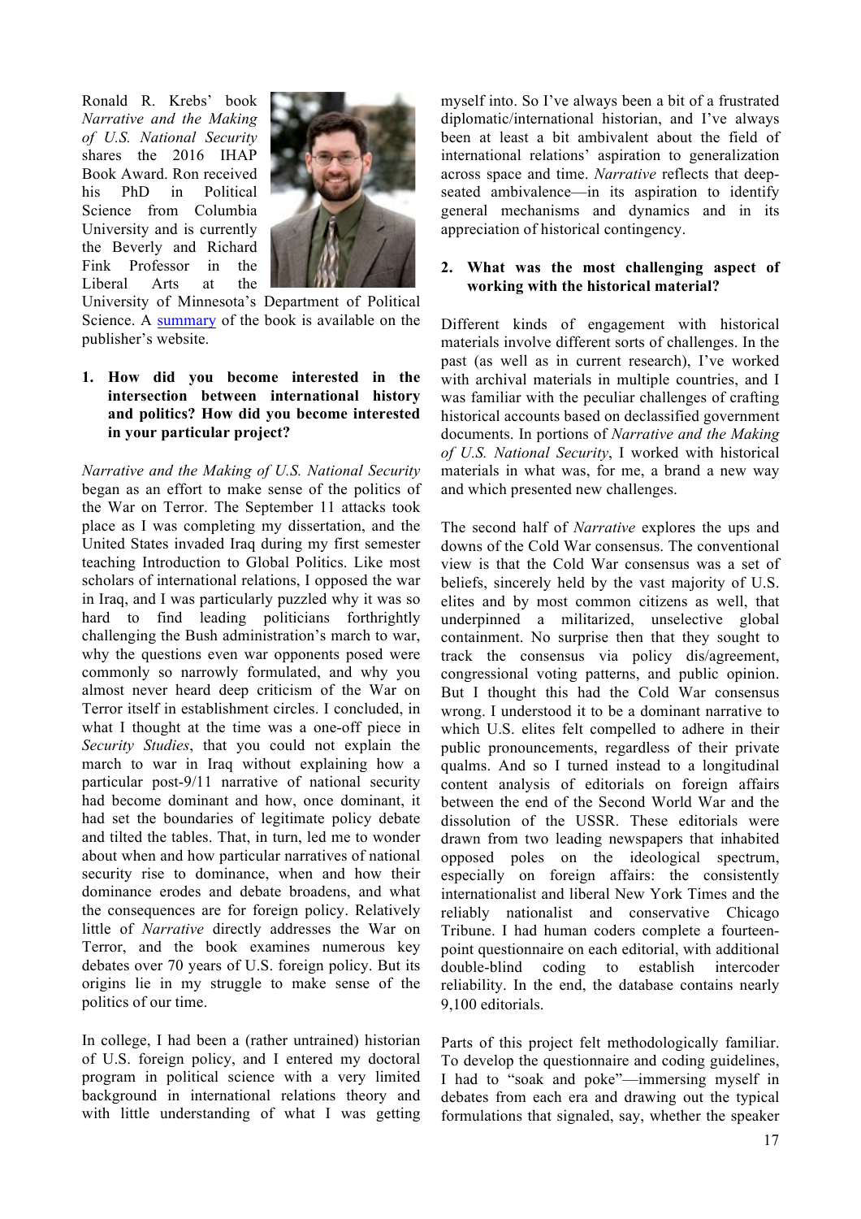Ronald R. Krebs' book *Narrative and the Making of U.S. National Security* shares the 2016 IHAP Book Award. Ron received his PhD in Political Science from Columbia University and is currently the Beverly and Richard Fink Professor in the Liberal Arts at the University of Minnesota's Department of Political Science. A summary of the book is available on the publisher's website.

**1. How did you become interested in the intersection between international history and politics? How did you become interested in your particular project?**

*Narrative and the Making of U.S. National Security* began as an effort to make sense of the politics of the War on Terror. The September 11 attacks took place as I was completing my dissertation, and the United States invaded Iraq during my first semester teaching Introduction to Global Politics. Like most scholars of international relations, I opposed the war in Iraq, and I was particularly puzzled why it was so hard to find leading politicians forthrightly challenging the Bush administration's march to war, why the questions even war opponents posed were commonly so narrowly formulated, and why you almost never heard deep criticism of the War on Terror itself in establishment circles. I concluded, in what I thought at the time was a one-off piece in *Security Studies*, that you could not explain the march to war in Iraq without explaining how a particular post-9/11 narrative of national security had become dominant and how, once dominant, it had set the boundaries of legitimate policy debate and tilted the tables. That, in turn, led me to wonder about when and how particular narratives of national security rise to dominance, when and how their dominance erodes and debate broadens, and what the consequences are for foreign policy. Relatively little of *Narrative* directly addresses the War on Terror, and the book examines numerous key debates over 70 years of U.S. foreign policy. But its origins lie in my struggle to make sense of the politics of our time.

In college, I had been a (rather untrained) historian of U.S. foreign policy, and I entered my doctoral program in political science with a very limited background in international relations theory and with little understanding of what I was getting myself into. So I've always been a bit of a frustrated diplomatic/international historian, and I've always been at least a bit ambivalent about the field of international relations' aspiration to generalization across space and time. *Narrative* reflects that deep-seated ambivalence—in its aspiration to identify general mechanisms and dynamics and in its appreciation of historical contingency.

**2. What was the most challenging aspect of working with the historical material?**

Different kinds of engagement with historical materials involve different sorts of challenges. In the past (as well as in current research), I've worked with archival materials in multiple countries, and I was familiar with the peculiar challenges of crafting historical accounts based on declassified government documents. In portions of *Narrative and the Making of U.S. National Security*, I worked with historical materials in what was, for me, a brand a new way and which presented new challenges.

The second half of *Narrative* explores the ups and downs of the Cold War consensus. The conventional view is that the Cold War consensus was a set of beliefs, sincerely held by the vast majority of U.S. elites and by most common citizens as well, that underpinned a militarized, unselective global containment. No surprise then that they sought to track the consensus via policy dis/agreement, congressional voting patterns, and public opinion. But I thought this had the Cold War consensus wrong. I understood it to be a dominant narrative to which U.S. elites felt compelled to adhere in their public pronouncements, regardless of their private qualms. And so I turned instead to a longitudinal content analysis of editorials on foreign affairs between the end of the Second World War and the dissolution of the USSR. These editorials were drawn from two leading newspapers that inhabited opposed poles on the ideological spectrum, especially on foreign affairs: the consistently internationalist and liberal New York Times and the reliably nationalist and conservative Chicago Tribune. I had human coders complete a fourteen-point questionnaire on each editorial, with additional double-blind coding to establish intercoder reliability. In the end, the database contains nearly 9,100 editorials.

Parts of this project felt methodologically familiar. To develop the questionnaire and coding guidelines, I had to "soak and poke"—immersing myself in debates from each era and drawing out the typical formulations that signaled, say, whether the speaker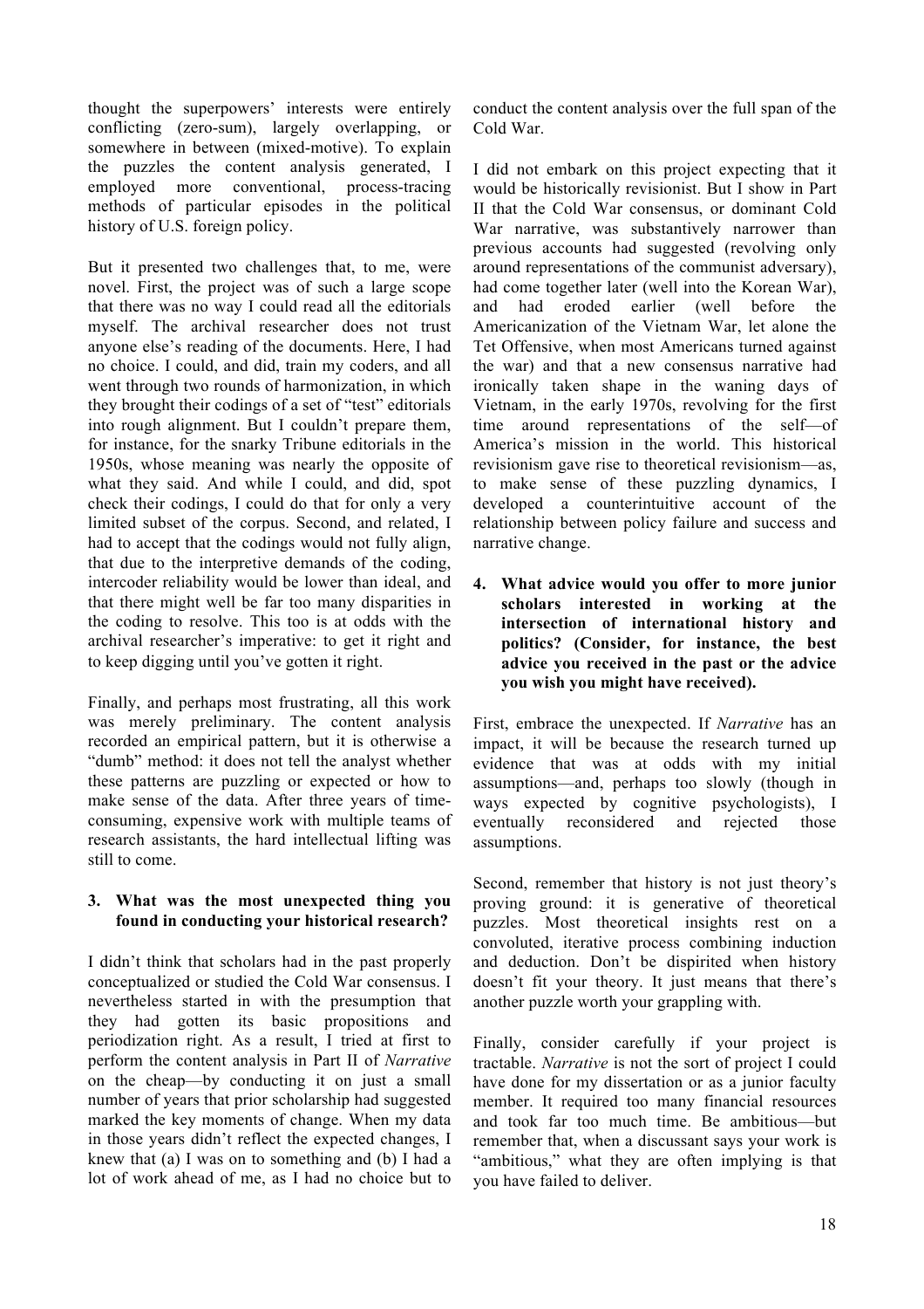thought the superpowers' interests were entirely conflicting (zero-sum), largely overlapping, or somewhere in between (mixed-motive). To explain the puzzles the content analysis generated, I employed more conventional, process-tracing methods of particular episodes in the political history of U.S. foreign policy.

But it presented two challenges that, to me, were novel. First, the project was of such a large scope that there was no way I could read all the editorials myself. The archival researcher does not trust anyone else's reading of the documents. Here, I had no choice. I could, and did, train my coders, and all went through two rounds of harmonization, in which they brought their codings of a set of "test" editorials into rough alignment. But I couldn't prepare them, for instance, for the snarky Tribune editorials in the 1950s, whose meaning was nearly the opposite of what they said. And while I could, and did, spot check their codings, I could do that for only a very limited subset of the corpus. Second, and related, I had to accept that the codings would not fully align, that due to the interpretive demands of the coding, intercoder reliability would be lower than ideal, and that there might well be far too many disparities in the coding to resolve. This too is at odds with the archival researcher's imperative: to get it right and to keep digging until you've gotten it right.

Finally, and perhaps most frustrating, all this work was merely preliminary. The content analysis recorded an empirical pattern, but it is otherwise a "dumb" method: it does not tell the analyst whether these patterns are puzzling or expected or how to make sense of the data. After three years of time-consuming, expensive work with multiple teams of research assistants, the hard intellectual lifting was still to come.

**3. What was the most unexpected thing you found in conducting your historical research?**

I didn't think that scholars had in the past properly conceptualized or studied the Cold War consensus. I nevertheless started in with the presumption that they had gotten its basic propositions and periodization right. As a result, I tried at first to perform the content analysis in Part II of *Narrative* on the cheap—by conducting it on just a small number of years that prior scholarship had suggested marked the key moments of change. When my data in those years didn't reflect the expected changes, I knew that (a) I was on to something and (b) I had a lot of work ahead of me, as I had no choice but to conduct the content analysis over the full span of the Cold War.

I did not embark on this project expecting that it would be historically revisionist. But I show in Part II that the Cold War consensus, or dominant Cold War narrative, was substantively narrower than previous accounts had suggested (revolving only around representations of the communist adversary), had come together later (well into the Korean War), and had eroded earlier (well before the Americanization of the Vietnam War, let alone the Tet Offensive, when most Americans turned against the war) and that a new consensus narrative had ironically taken shape in the waning days of Vietnam, in the early 1970s, revolving for the first time around representations of the self—of America's mission in the world. This historical revisionism gave rise to theoretical revisionism—as, to make sense of these puzzling dynamics, I developed a counterintuitive account of the relationship between policy failure and success and narrative change.

**4. What advice would you offer to more junior scholars interested in working at the intersection of international history and politics? (Consider, for instance, the best advice you received in the past or the advice you wish you might have received).**

First, embrace the unexpected. If *Narrative* has an impact, it will be because the research turned up evidence that was at odds with my initial assumptions—and, perhaps too slowly (though in ways expected by cognitive psychologists), I eventually reconsidered and rejected those assumptions.

Second, remember that history is not just theory's proving ground: it is generative of theoretical puzzles. Most theoretical insights rest on a convoluted, iterative process combining induction and deduction. Don't be dispirited when history doesn't fit your theory. It just means that there's another puzzle worth your grappling with.

Finally, consider carefully if your project is tractable. *Narrative* is not the sort of project I could have done for my dissertation or as a junior faculty member. It required too many financial resources and took far too much time. Be ambitious—but remember that, when a discussant says your work is "ambitious," what they are often implying is that you have failed to deliver.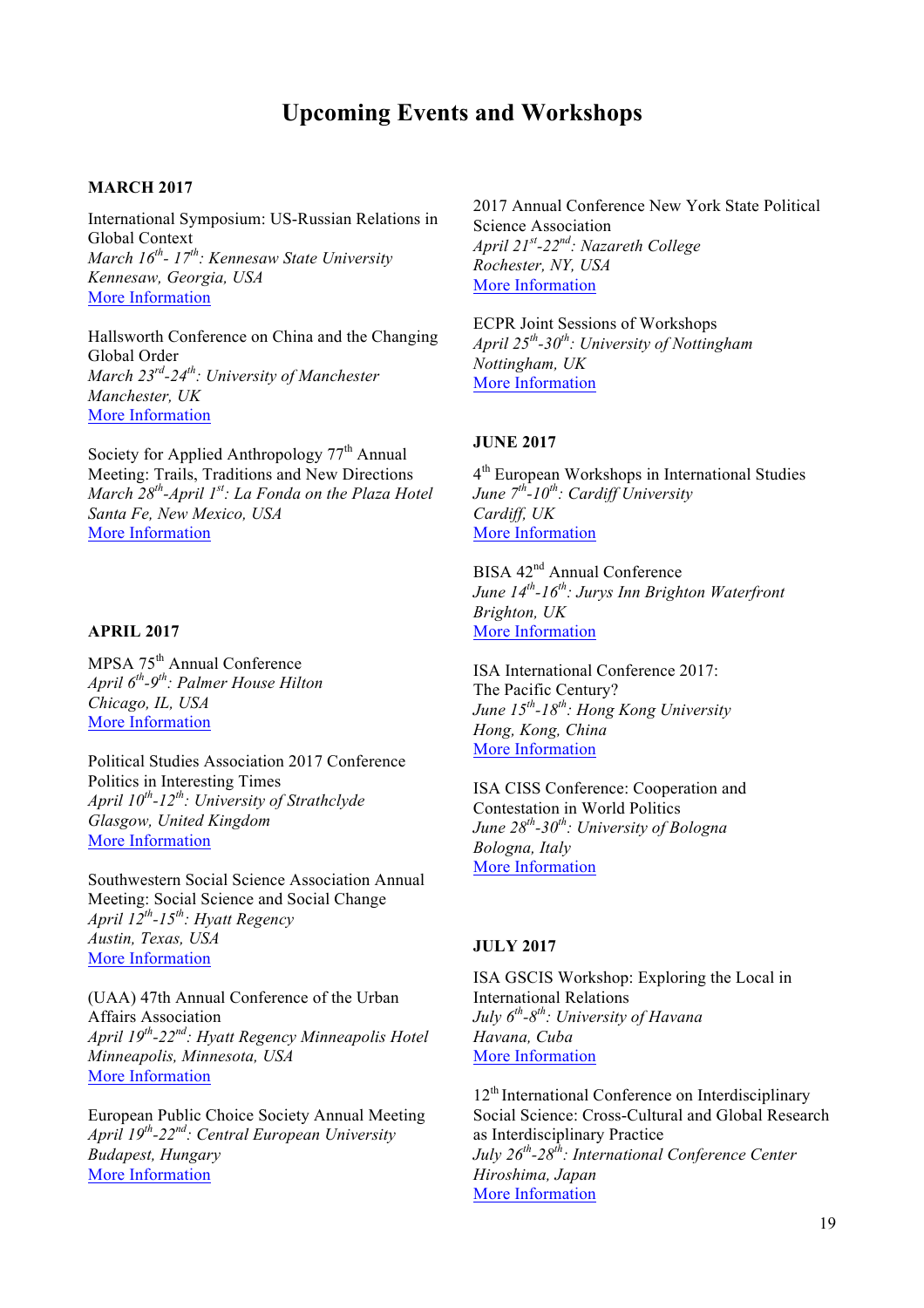# Upcoming Events and Workshops

## MARCH 2017

International Symposium: US-Russian Relations in Global Context
*March 16th- 17th: Kennesaw State University*
*Kennesaw, Georgia, USA*
More Information

Hallsworth Conference on China and the Changing Global Order
*March 23rd-24th: University of Manchester*
*Manchester, UK*
More Information

Society for Applied Anthropology 77th Annual Meeting: Trails, Traditions and New Directions
*March 28th-April 1st: La Fonda on the Plaza Hotel*
*Santa Fe, New Mexico, USA*
More Information

## APRIL 2017

MPSA 75th Annual Conference
*April 6th-9th: Palmer House Hilton*
*Chicago, IL, USA*
More Information

Political Studies Association 2017 Conference Politics in Interesting Times
*April 10th-12th: University of Strathclyde*
*Glasgow, United Kingdom*
More Information

Southwestern Social Science Association Annual Meeting: Social Science and Social Change
*April 12th-15th: Hyatt Regency*
*Austin, Texas, USA*
More Information

(UAA) 47th Annual Conference of the Urban Affairs Association
*April 19th-22nd: Hyatt Regency Minneapolis Hotel*
*Minneapolis, Minnesota, USA*
More Information

European Public Choice Society Annual Meeting
*April 19th-22nd: Central European University*
*Budapest, Hungary*
More Information

2017 Annual Conference New York State Political Science Association
*April 21st-22nd: Nazareth College*
*Rochester, NY, USA*
More Information

ECPR Joint Sessions of Workshops
*April 25th-30th: University of Nottingham*
*Nottingham, UK*
More Information

## JUNE 2017

4th European Workshops in International Studies
*June 7th-10th: Cardiff University*
*Cardiff, UK*
More Information

BISA 42nd Annual Conference
*June 14th-16th: Jurys Inn Brighton Waterfront*
*Brighton, UK*
More Information

ISA International Conference 2017: The Pacific Century?
*June 15th-18th: Hong Kong University*
*Hong, Kong, China*
More Information

ISA CISS Conference: Cooperation and Contestation in World Politics
*June 28th-30th: University of Bologna*
*Bologna, Italy*
More Information

## JULY 2017

ISA GSCIS Workshop: Exploring the Local in International Relations
*July 6th-8th: University of Havana*
*Havana, Cuba*
More Information

12th International Conference on Interdisciplinary Social Science: Cross-Cultural and Global Research as Interdisciplinary Practice
*July 26th-28th: International Conference Center*
*Hiroshima, Japan*
More Information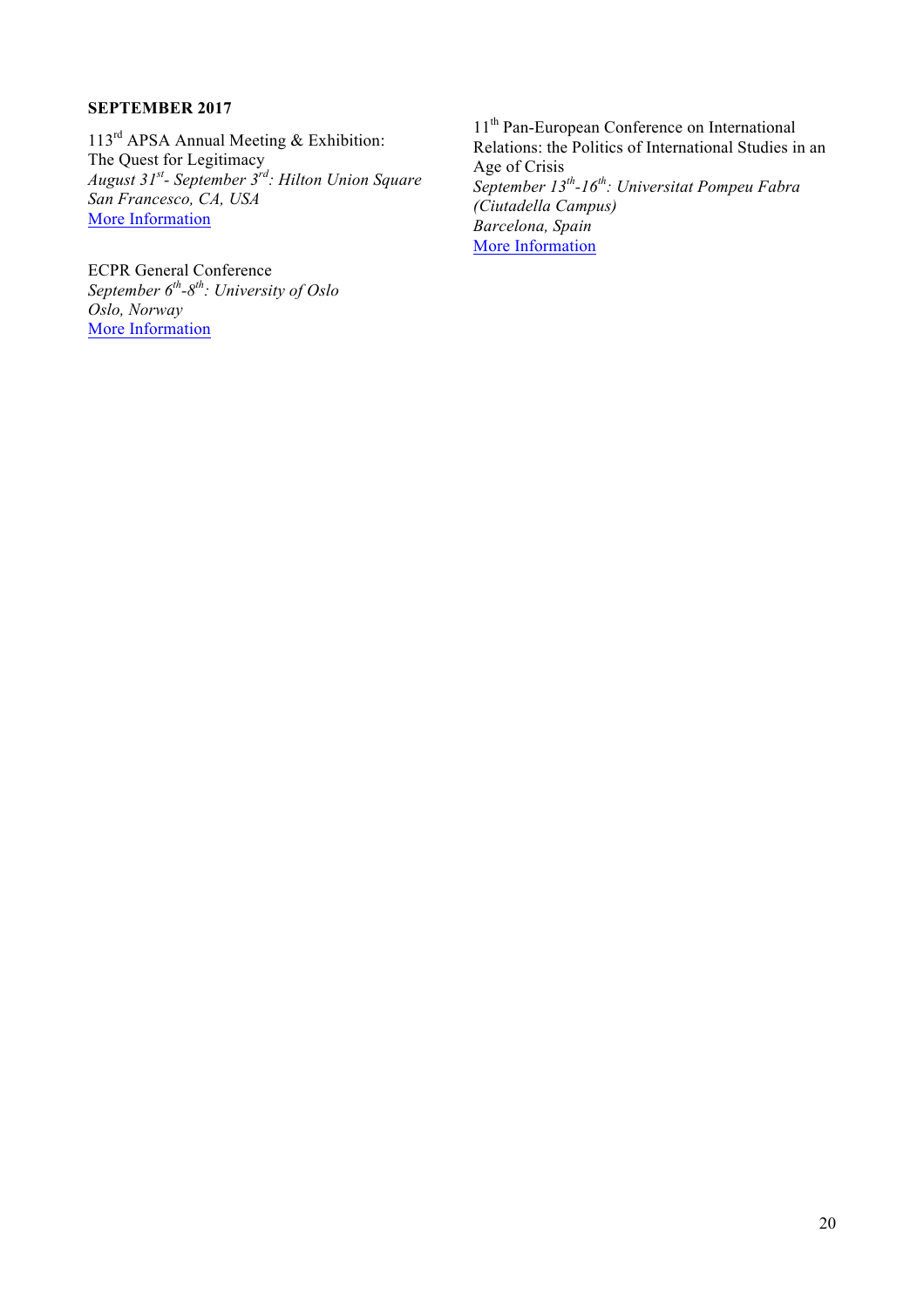**SEPTEMBER 2017**

113rd APSA Annual Meeting & Exhibition: The Quest for Legitimacy
*August 31st- September 3rd: Hilton Union Square*
*San Francesco, CA, USA*
More Information

ECPR General Conference
*September 6th-8th: University of Oslo*
*Oslo, Norway*
More Information

11th Pan-European Conference on International Relations: the Politics of International Studies in an Age of Crisis
*September 13th-16th: Universitat Pompeu Fabra (Ciutadella Campus)*
*Barcelona, Spain*
More Information